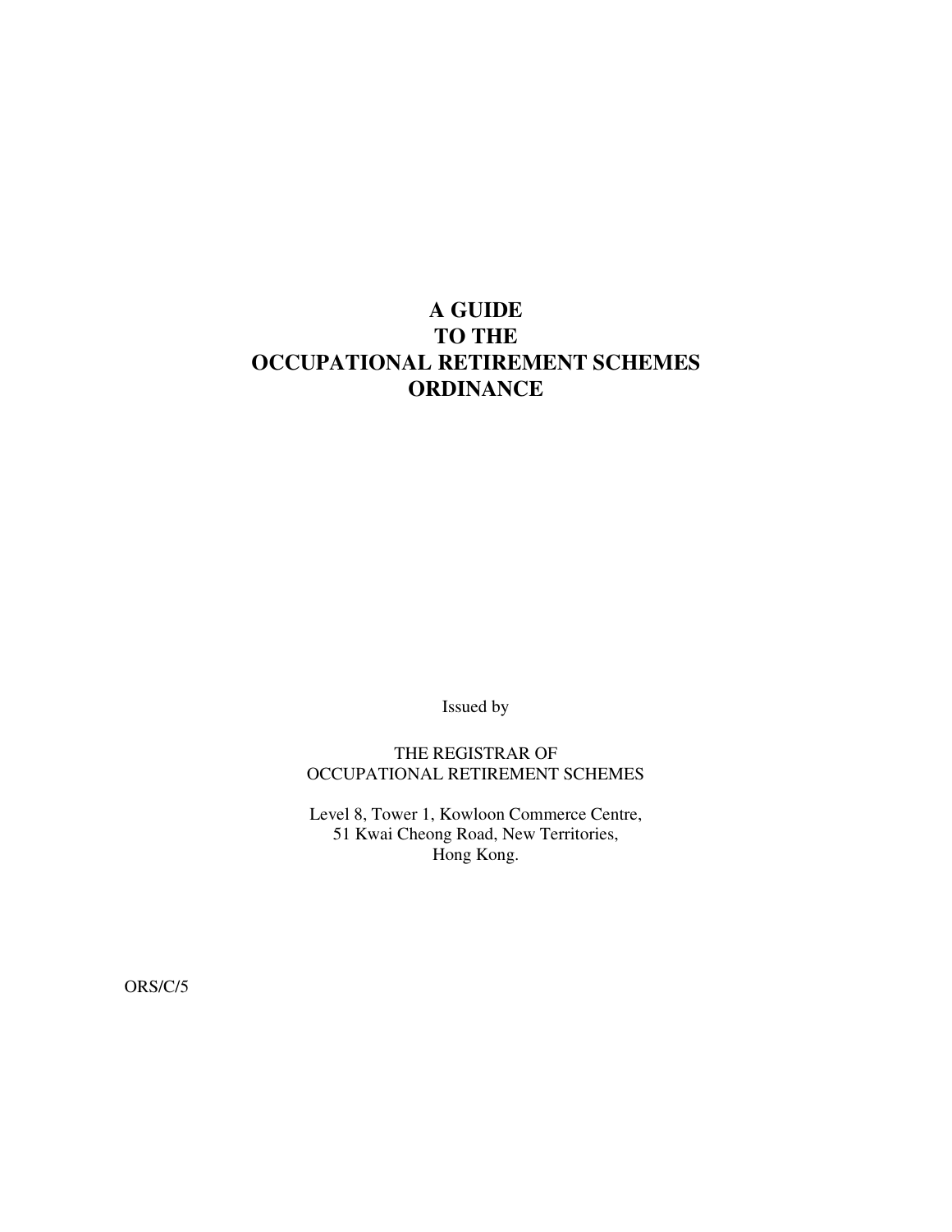# A GUIDE TO THE OCCUPATIONAL RETIREMENT SCHEMES ORDINANCE

Issued by

THE REGISTRAR OF
OCCUPATIONAL RETIREMENT SCHEMES

Level 8, Tower 1, Kowloon Commerce Centre,
51 Kwai Cheong Road, New Territories,
Hong Kong.

ORS/C/5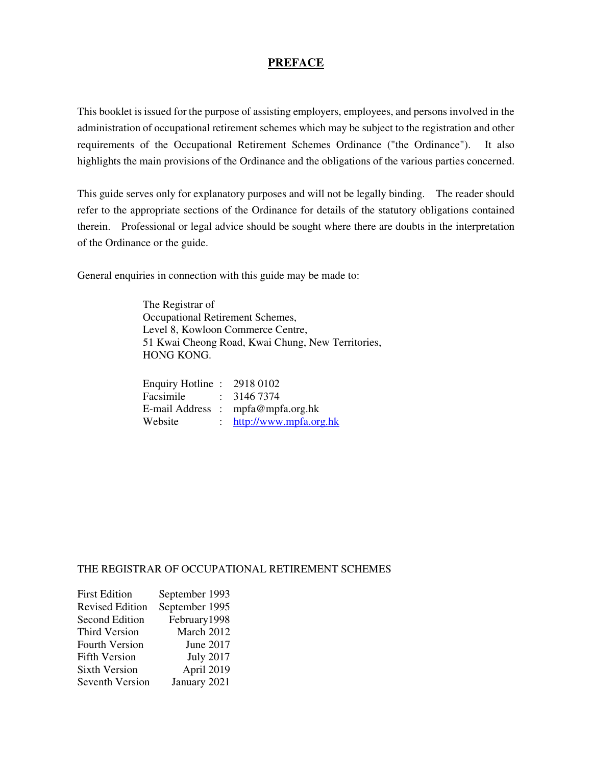# PREFACE

This booklet is issued for the purpose of assisting employers, employees, and persons involved in the administration of occupational retirement schemes which may be subject to the registration and other requirements of the Occupational Retirement Schemes Ordinance ("the Ordinance"). It also highlights the main provisions of the Ordinance and the obligations of the various parties concerned.

This guide serves only for explanatory purposes and will not be legally binding. The reader should refer to the appropriate sections of the Ordinance for details of the statutory obligations contained therein. Professional or legal advice should be sought where there are doubts in the interpretation of the Ordinance or the guide.

General enquiries in connection with this guide may be made to:

The Registrar of
Occupational Retirement Schemes,
Level 8, Kowloon Commerce Centre,
51 Kwai Cheong Road, Kwai Chung, New Territories,
HONG KONG.

| | | |
|---|---|---|
| Enquiry Hotline | : | 2918 0102 |
| Facsimile | : | 3146 7374 |
| E-mail Address | : | mpfa@mpfa.org.hk |
| Website | : | http://www.mpfa.org.hk |

THE REGISTRAR OF OCCUPATIONAL RETIREMENT SCHEMES

| | |
|---|---|
| First Edition | September 1993 |
| Revised Edition | September 1995 |
| Second Edition | February1998 |
| Third Version | March 2012 |
| Fourth Version | June 2017 |
| Fifth Version | July 2017 |
| Sixth Version | April 2019 |
| Seventh Version | January 2021 |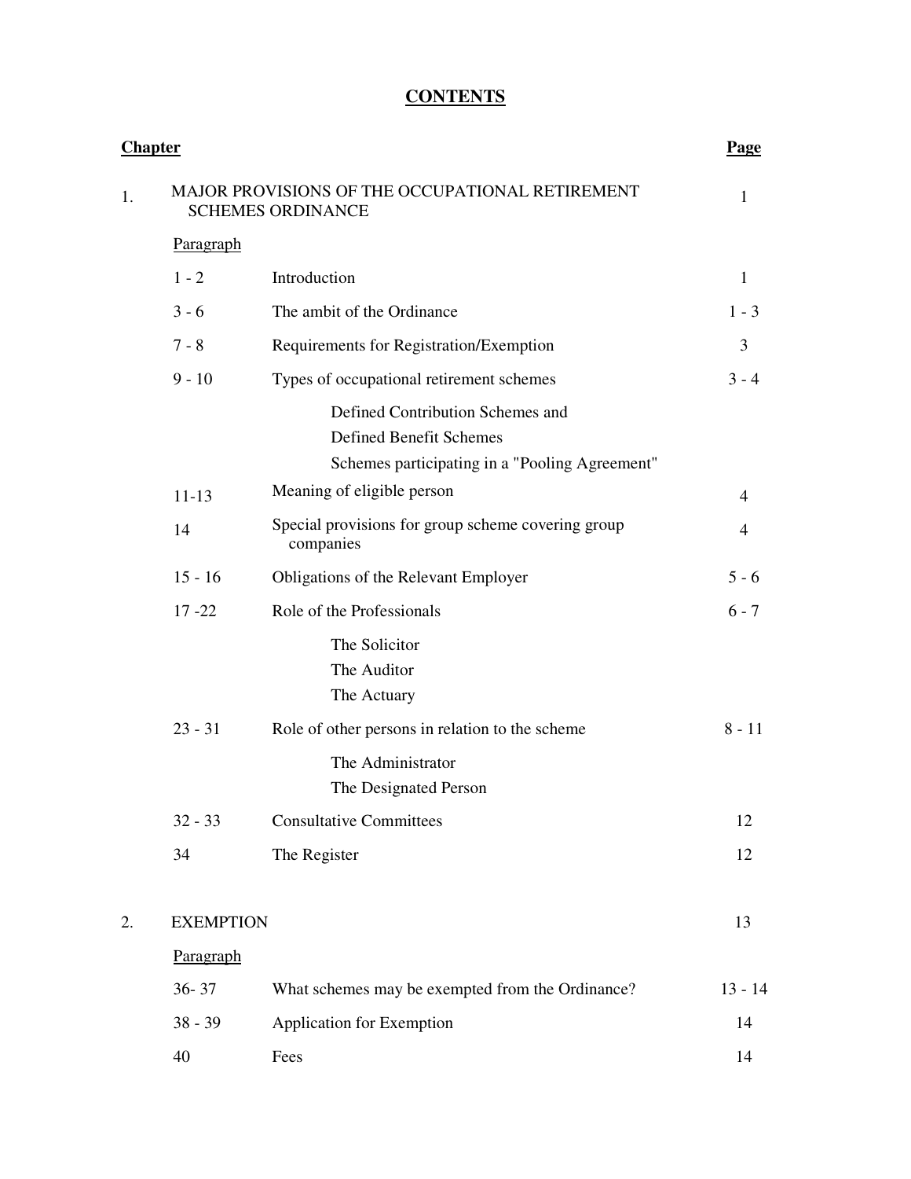# CONTENTS

| Chapter | | | Page |
|---|---|---|---|
| 1. | MAJOR PROVISIONS OF THE OCCUPATIONAL RETIREMENT SCHEMES ORDINANCE | | 1 |
| | Paragraph | | |
| | 1 - 2 | Introduction | 1 |
| | 3 - 6 | The ambit of the Ordinance | 1 - 3 |
| | 7 - 8 | Requirements for Registration/Exemption | 3 |
| | 9 - 10 | Types of occupational retirement schemes | 3 - 4 |
| | | Defined Contribution Schemes and | |
| | | Defined Benefit Schemes | |
| | | Schemes participating in a "Pooling Agreement" | |
| | 11-13 | Meaning of eligible person | 4 |
| | 14 | Special provisions for group scheme covering group companies | 4 |
| | 15 - 16 | Obligations of the Relevant Employer | 5 - 6 |
| | 17 -22 | Role of the Professionals | 6 - 7 |
| | | The Solicitor | |
| | | The Auditor | |
| | | The Actuary | |
| | 23 - 31 | Role of other persons in relation to the scheme | 8 - 11 |
| | | The Administrator | |
| | | The Designated Person | |
| | 32 - 33 | Consultative Committees | 12 |
| | 34 | The Register | 12 |
| 2. | EXEMPTION | | 13 |
| | Paragraph | | |
| | 36- 37 | What schemes may be exempted from the Ordinance? | 13 - 14 |
| | 38 - 39 | Application for Exemption | 14 |
| | 40 | Fees | 14 |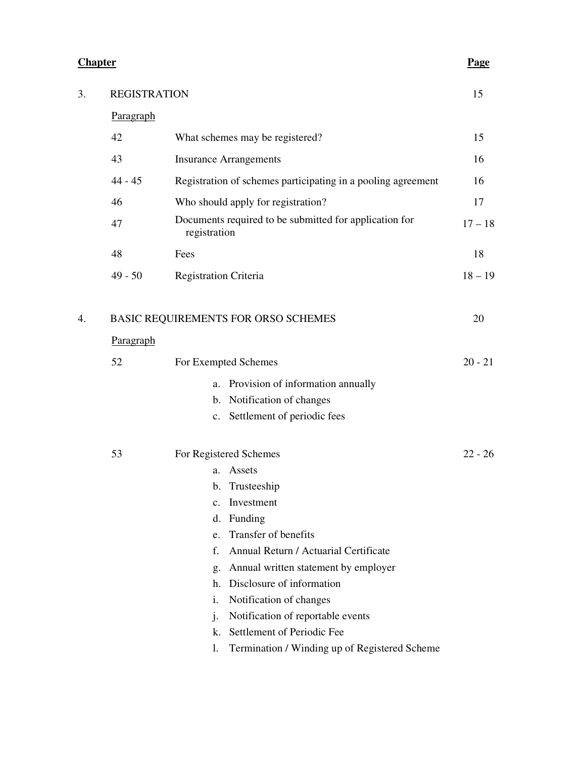| **Chapter** | | | **Page** |
|---|---|---|---|
| 3. | REGISTRATION | | 15 |
| | Paragraph | | |
| | 42 | What schemes may be registered? | 15 |
| | 43 | Insurance Arrangements | 16 |
| | 44 - 45 | Registration of schemes participating in a pooling agreement | 16 |
| | 46 | Who should apply for registration? | 17 |
| | 47 | Documents required to be submitted for application for registration | 17 – 18 |
| | 48 | Fees | 18 |
| | 49 - 50 | Registration Criteria | 18 – 19 |
| 4. | BASIC REQUIREMENTS FOR ORSO SCHEMES | | 20 |
| | Paragraph | | |
| | 52 | For Exempted Schemes<br>a. Provision of information annually<br>b. Notification of changes<br>c. Settlement of periodic fees | 20 - 21 |
| | 53 | For Registered Schemes<br>a. Assets<br>b. Trusteeship<br>c. Investment<br>d. Funding<br>e. Transfer of benefits<br>f. Annual Return / Actuarial Certificate<br>g. Annual written statement by employer<br>h. Disclosure of information<br>i. Notification of changes<br>j. Notification of reportable events<br>k. Settlement of Periodic Fee<br>l. Termination / Winding up of Registered Scheme | 22 - 26 |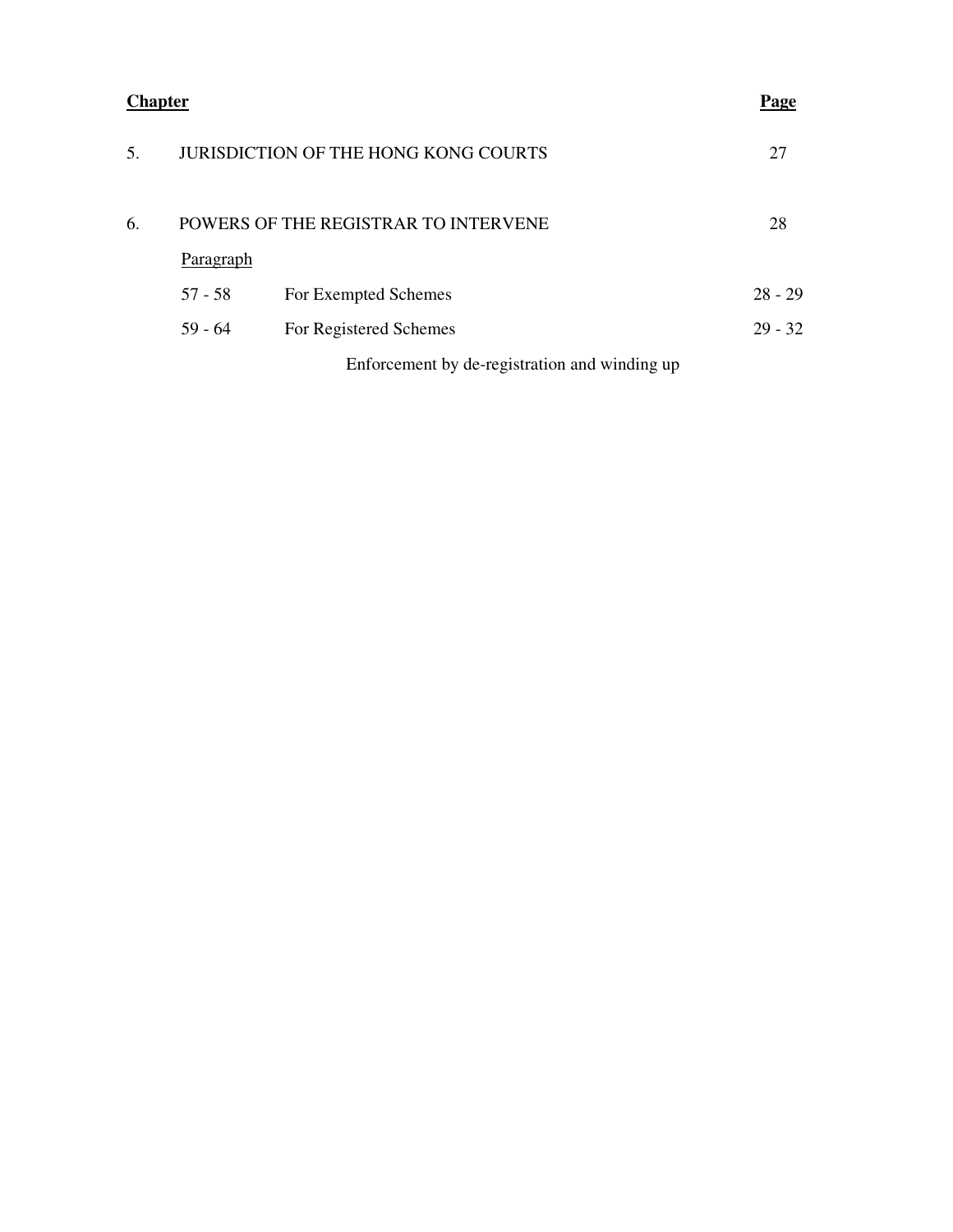| Chapter | | | Page |
|---|---|---|---|
| 5. | JURISDICTION OF THE HONG KONG COURTS | | 27 |
| 6. | POWERS OF THE REGISTRAR TO INTERVENE | | 28 |
| | Paragraph | | |
| | 57 - 58 | For Exempted Schemes | 28 - 29 |
| | 59 - 64 | For Registered Schemes | 29 - 32 |
| | | Enforcement by de-registration and winding up | |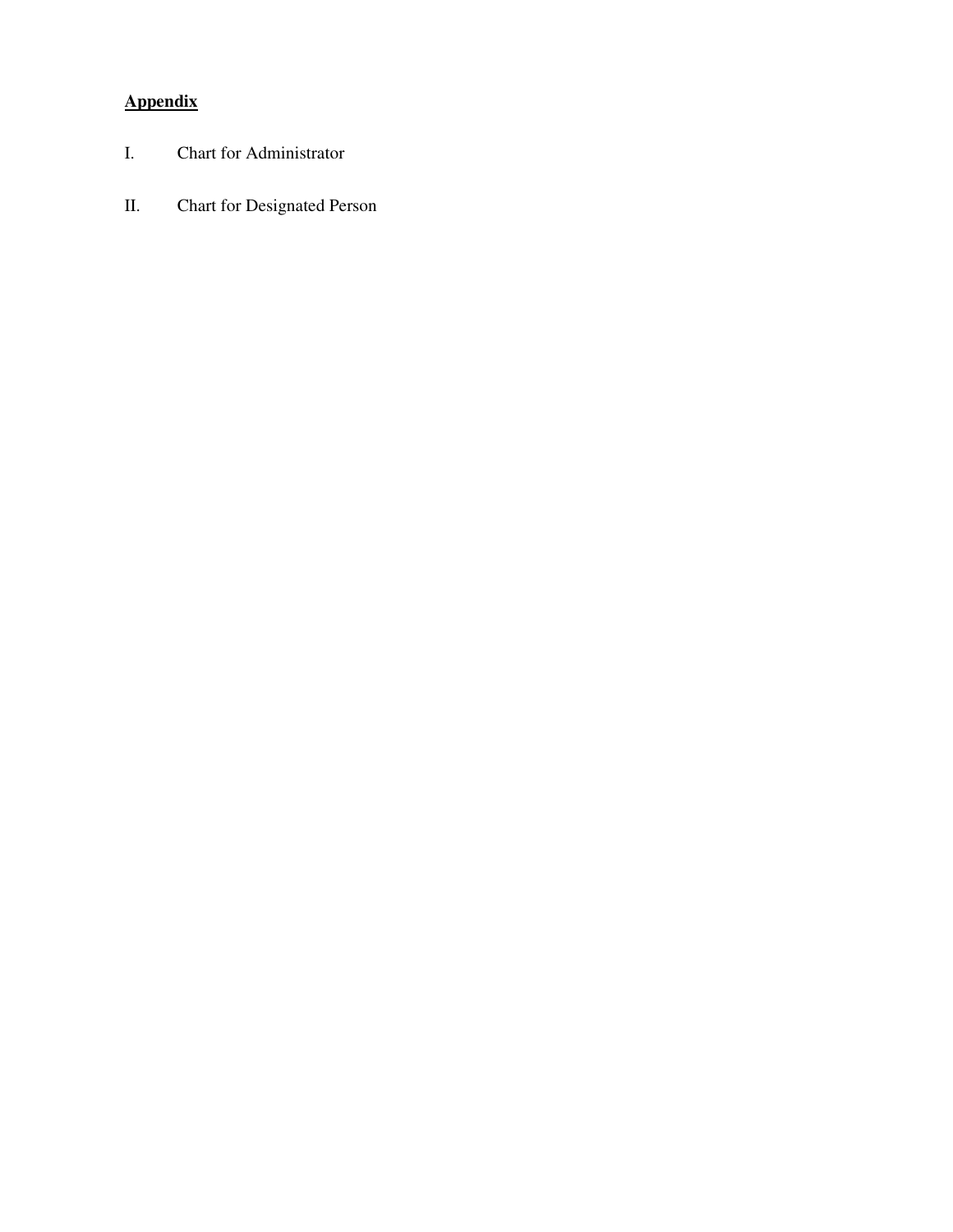**Appendix**

I. Chart for Administrator

II. Chart for Designated Person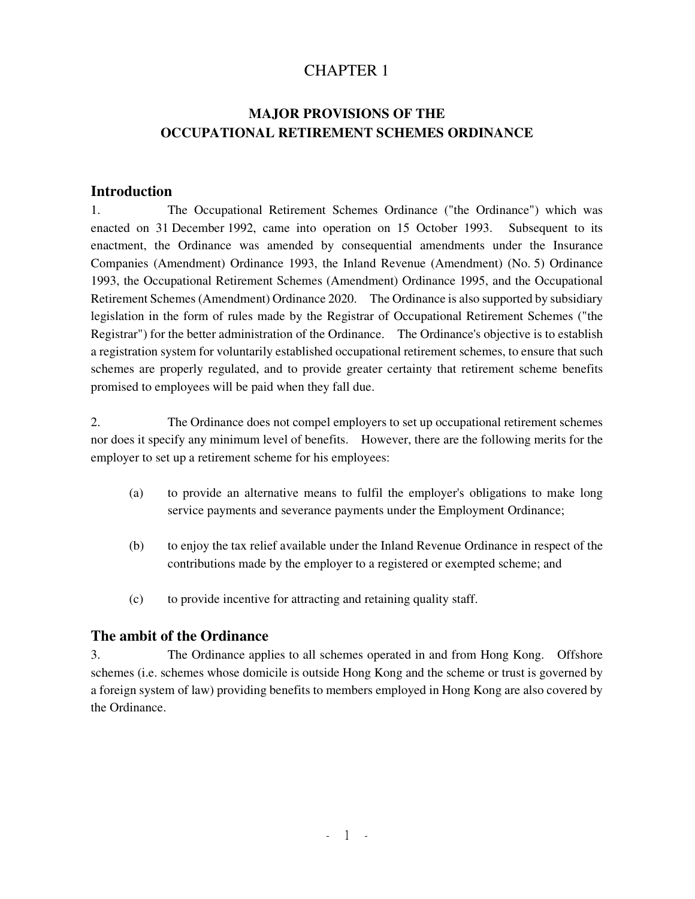# CHAPTER 1

## MAJOR PROVISIONS OF THE OCCUPATIONAL RETIREMENT SCHEMES ORDINANCE

### Introduction

1. The Occupational Retirement Schemes Ordinance ("the Ordinance") which was enacted on 31 December 1992, came into operation on 15 October 1993. Subsequent to its enactment, the Ordinance was amended by consequential amendments under the Insurance Companies (Amendment) Ordinance 1993, the Inland Revenue (Amendment) (No. 5) Ordinance 1993, the Occupational Retirement Schemes (Amendment) Ordinance 1995, and the Occupational Retirement Schemes (Amendment) Ordinance 2020. The Ordinance is also supported by subsidiary legislation in the form of rules made by the Registrar of Occupational Retirement Schemes ("the Registrar") for the better administration of the Ordinance. The Ordinance's objective is to establish a registration system for voluntarily established occupational retirement schemes, to ensure that such schemes are properly regulated, and to provide greater certainty that retirement scheme benefits promised to employees will be paid when they fall due.

2. The Ordinance does not compel employers to set up occupational retirement schemes nor does it specify any minimum level of benefits. However, there are the following merits for the employer to set up a retirement scheme for his employees:

(a) to provide an alternative means to fulfil the employer's obligations to make long service payments and severance payments under the Employment Ordinance;

(b) to enjoy the tax relief available under the Inland Revenue Ordinance in respect of the contributions made by the employer to a registered or exempted scheme; and

(c) to provide incentive for attracting and retaining quality staff.

### The ambit of the Ordinance

3. The Ordinance applies to all schemes operated in and from Hong Kong. Offshore schemes (i.e. schemes whose domicile is outside Hong Kong and the scheme or trust is governed by a foreign system of law) providing benefits to members employed in Hong Kong are also covered by the Ordinance.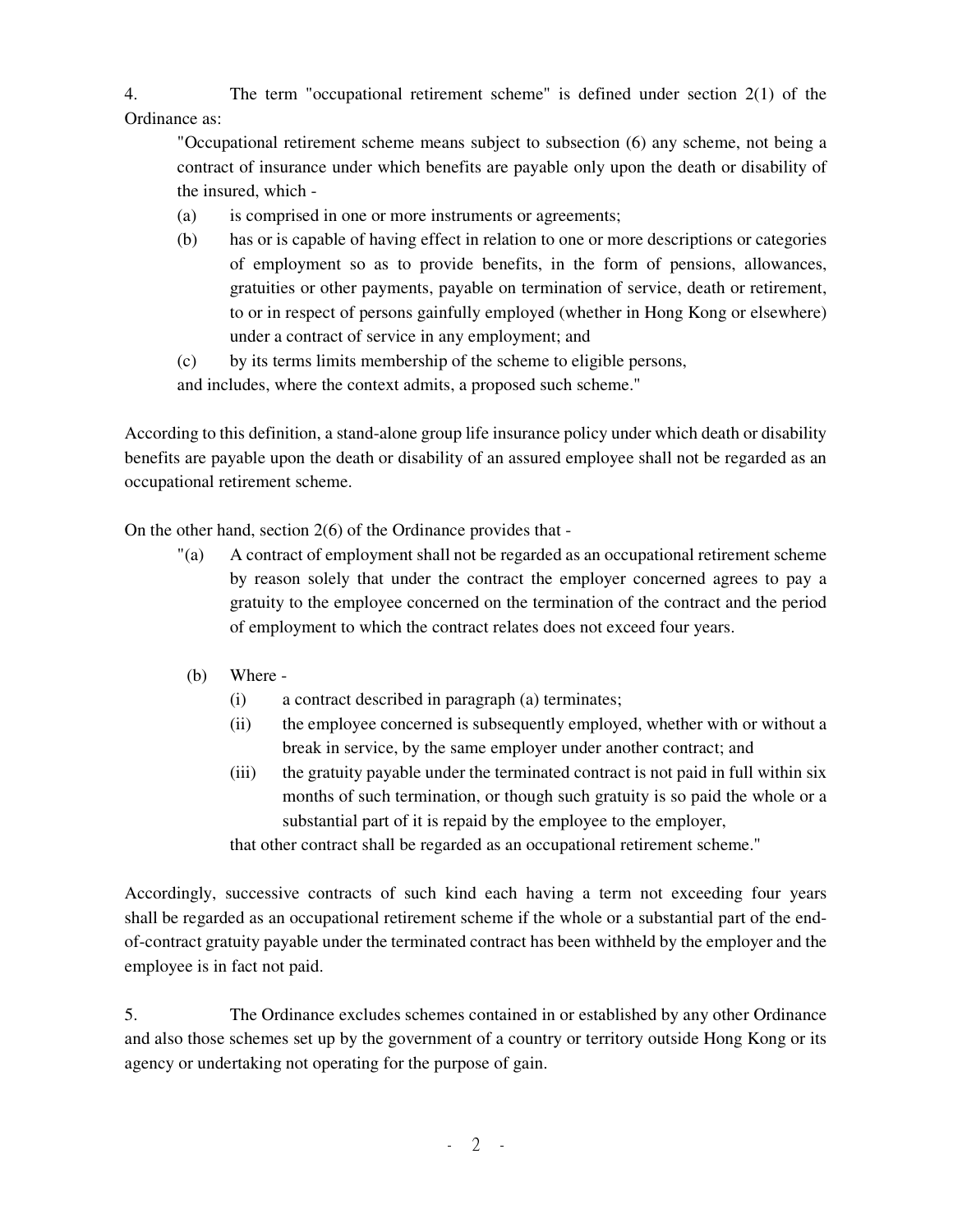4. The term "occupational retirement scheme" is defined under section 2(1) of the Ordinance as:

> "Occupational retirement scheme means subject to subsection (6) any scheme, not being a contract of insurance under which benefits are payable only upon the death or disability of the insured, which -
>
> (a) is comprised in one or more instruments or agreements;
>
> (b) has or is capable of having effect in relation to one or more descriptions or categories of employment so as to provide benefits, in the form of pensions, allowances, gratuities or other payments, payable on termination of service, death or retirement, to or in respect of persons gainfully employed (whether in Hong Kong or elsewhere) under a contract of service in any employment; and
>
> (c) by its terms limits membership of the scheme to eligible persons,
>
> and includes, where the context admits, a proposed such scheme."

According to this definition, a stand-alone group life insurance policy under which death or disability benefits are payable upon the death or disability of an assured employee shall not be regarded as an occupational retirement scheme.

On the other hand, section 2(6) of the Ordinance provides that -

> "(a) A contract of employment shall not be regarded as an occupational retirement scheme by reason solely that under the contract the employer concerned agrees to pay a gratuity to the employee concerned on the termination of the contract and the period of employment to which the contract relates does not exceed four years.
>
> (b) Where -
>
> (i) a contract described in paragraph (a) terminates;
>
> (ii) the employee concerned is subsequently employed, whether with or without a break in service, by the same employer under another contract; and
>
> (iii) the gratuity payable under the terminated contract is not paid in full within six months of such termination, or though such gratuity is so paid the whole or a substantial part of it is repaid by the employee to the employer,
>
> that other contract shall be regarded as an occupational retirement scheme."

Accordingly, successive contracts of such kind each having a term not exceeding four years shall be regarded as an occupational retirement scheme if the whole or a substantial part of the end-of-contract gratuity payable under the terminated contract has been withheld by the employer and the employee is in fact not paid.

5. The Ordinance excludes schemes contained in or established by any other Ordinance and also those schemes set up by the government of a country or territory outside Hong Kong or its agency or undertaking not operating for the purpose of gain.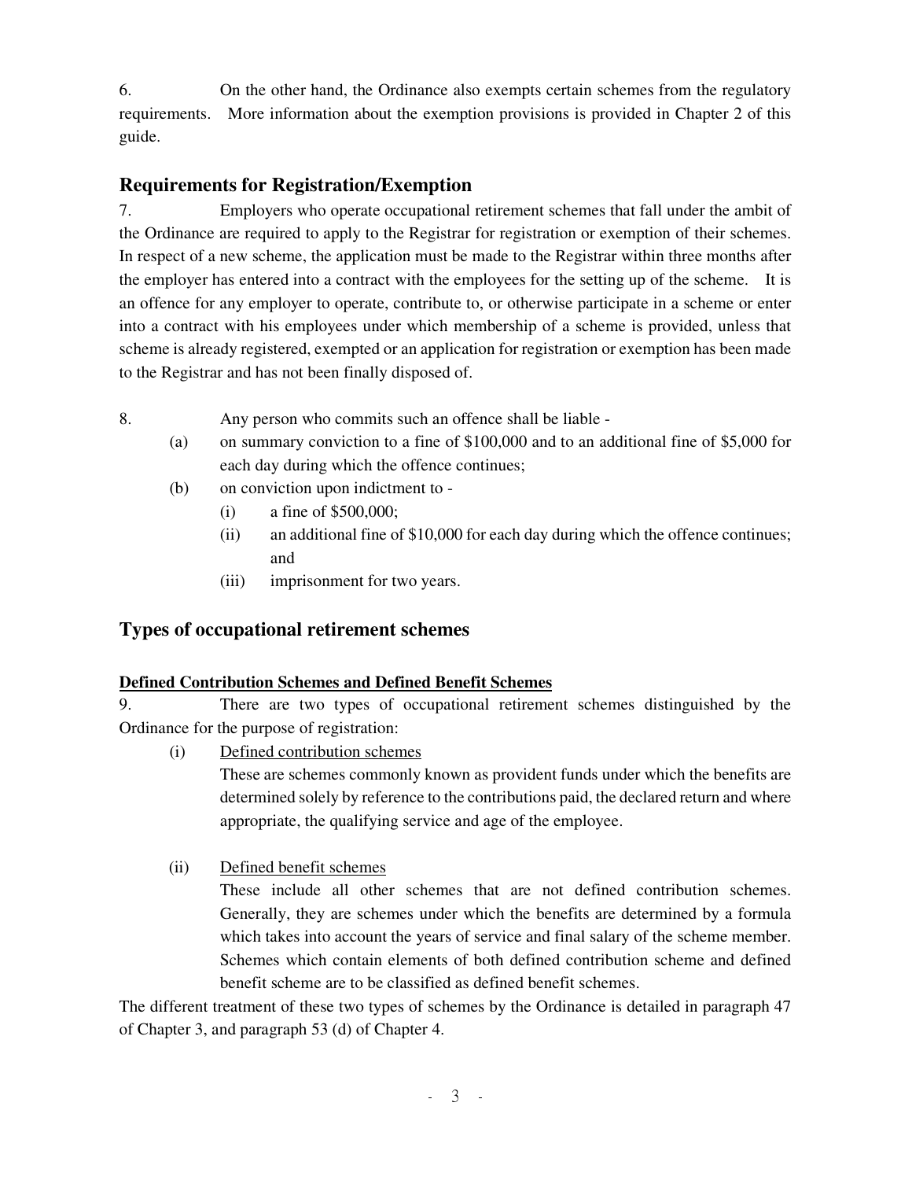6. On the other hand, the Ordinance also exempts certain schemes from the regulatory requirements. More information about the exemption provisions is provided in Chapter 2 of this guide.

## Requirements for Registration/Exemption

7. Employers who operate occupational retirement schemes that fall under the ambit of the Ordinance are required to apply to the Registrar for registration or exemption of their schemes. In respect of a new scheme, the application must be made to the Registrar within three months after the employer has entered into a contract with the employees for the setting up of the scheme. It is an offence for any employer to operate, contribute to, or otherwise participate in a scheme or enter into a contract with his employees under which membership of a scheme is provided, unless that scheme is already registered, exempted or an application for registration or exemption has been made to the Registrar and has not been finally disposed of.

8. Any person who commits such an offence shall be liable -

- (a) on summary conviction to a fine of $100,000 and to an additional fine of $5,000 for each day during which the offence continues;
- (b) on conviction upon indictment to -
  - (i) a fine of $500,000;
  - (ii) an additional fine of $10,000 for each day during which the offence continues; and
  - (iii) imprisonment for two years.

## Types of occupational retirement schemes

### Defined Contribution Schemes and Defined Benefit Schemes

9. There are two types of occupational retirement schemes distinguished by the Ordinance for the purpose of registration:

- (i) Defined contribution schemes

  These are schemes commonly known as provident funds under which the benefits are determined solely by reference to the contributions paid, the declared return and where appropriate, the qualifying service and age of the employee.

- (ii) Defined benefit schemes

  These include all other schemes that are not defined contribution schemes. Generally, they are schemes under which the benefits are determined by a formula which takes into account the years of service and final salary of the scheme member. Schemes which contain elements of both defined contribution scheme and defined benefit scheme are to be classified as defined benefit schemes.

The different treatment of these two types of schemes by the Ordinance is detailed in paragraph 47 of Chapter 3, and paragraph 53 (d) of Chapter 4.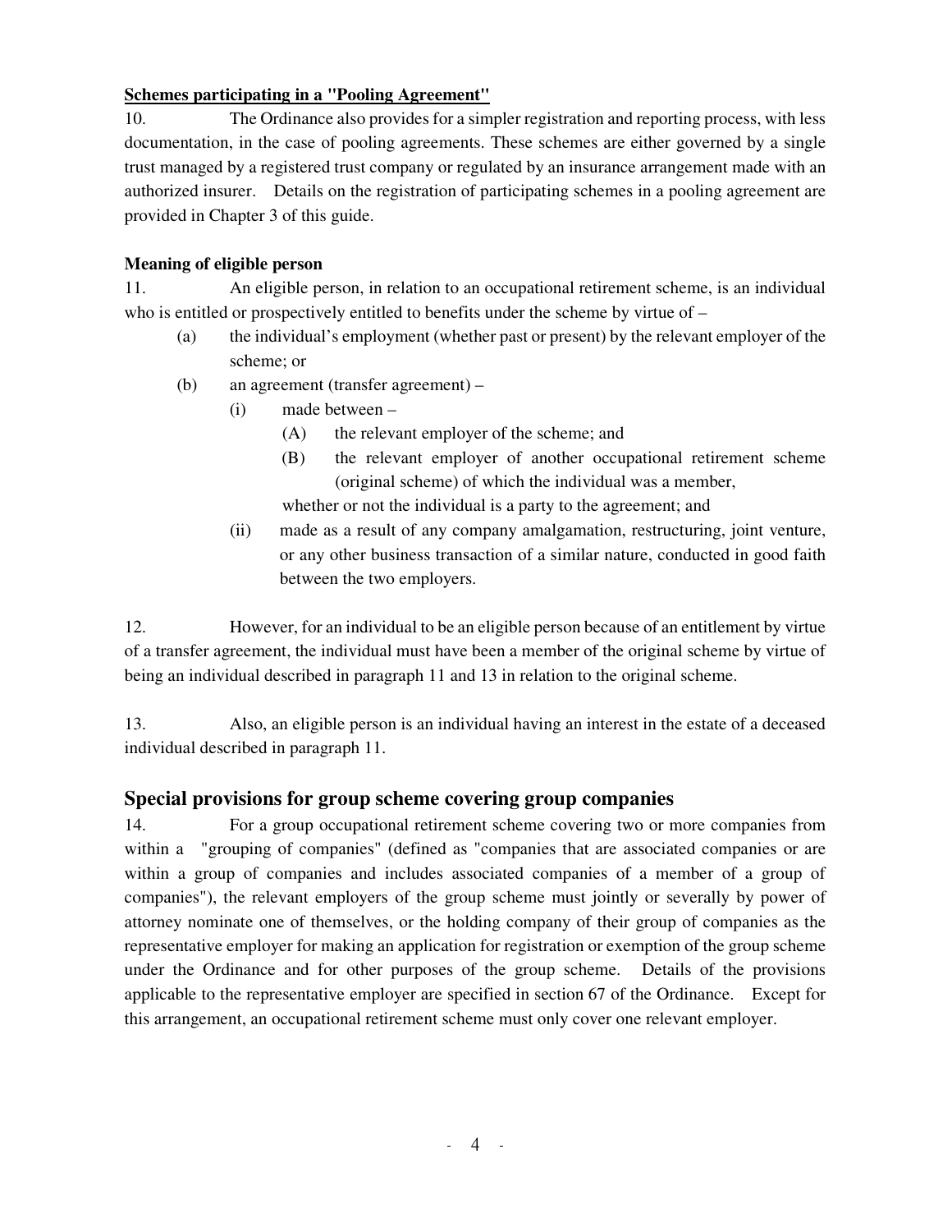**Schemes participating in a "Pooling Agreement"**

10. The Ordinance also provides for a simpler registration and reporting process, with less documentation, in the case of pooling agreements. These schemes are either governed by a single trust managed by a registered trust company or regulated by an insurance arrangement made with an authorized insurer. Details on the registration of participating schemes in a pooling agreement are provided in Chapter 3 of this guide.

**Meaning of eligible person**

11. An eligible person, in relation to an occupational retirement scheme, is an individual who is entitled or prospectively entitled to benefits under the scheme by virtue of –

- (a) the individual's employment (whether past or present) by the relevant employer of the scheme; or
- (b) an agreement (transfer agreement) –
  - (i) made between –
    - (A) the relevant employer of the scheme; and
    - (B) the relevant employer of another occupational retirement scheme (original scheme) of which the individual was a member,

    whether or not the individual is a party to the agreement; and
  - (ii) made as a result of any company amalgamation, restructuring, joint venture, or any other business transaction of a similar nature, conducted in good faith between the two employers.

12. However, for an individual to be an eligible person because of an entitlement by virtue of a transfer agreement, the individual must have been a member of the original scheme by virtue of being an individual described in paragraph 11 and 13 in relation to the original scheme.

13. Also, an eligible person is an individual having an interest in the estate of a deceased individual described in paragraph 11.

## Special provisions for group scheme covering group companies

14. For a group occupational retirement scheme covering two or more companies from within a "grouping of companies" (defined as "companies that are associated companies or are within a group of companies and includes associated companies of a member of a group of companies"), the relevant employers of the group scheme must jointly or severally by power of attorney nominate one of themselves, or the holding company of their group of companies as the representative employer for making an application for registration or exemption of the group scheme under the Ordinance and for other purposes of the group scheme. Details of the provisions applicable to the representative employer are specified in section 67 of the Ordinance. Except for this arrangement, an occupational retirement scheme must only cover one relevant employer.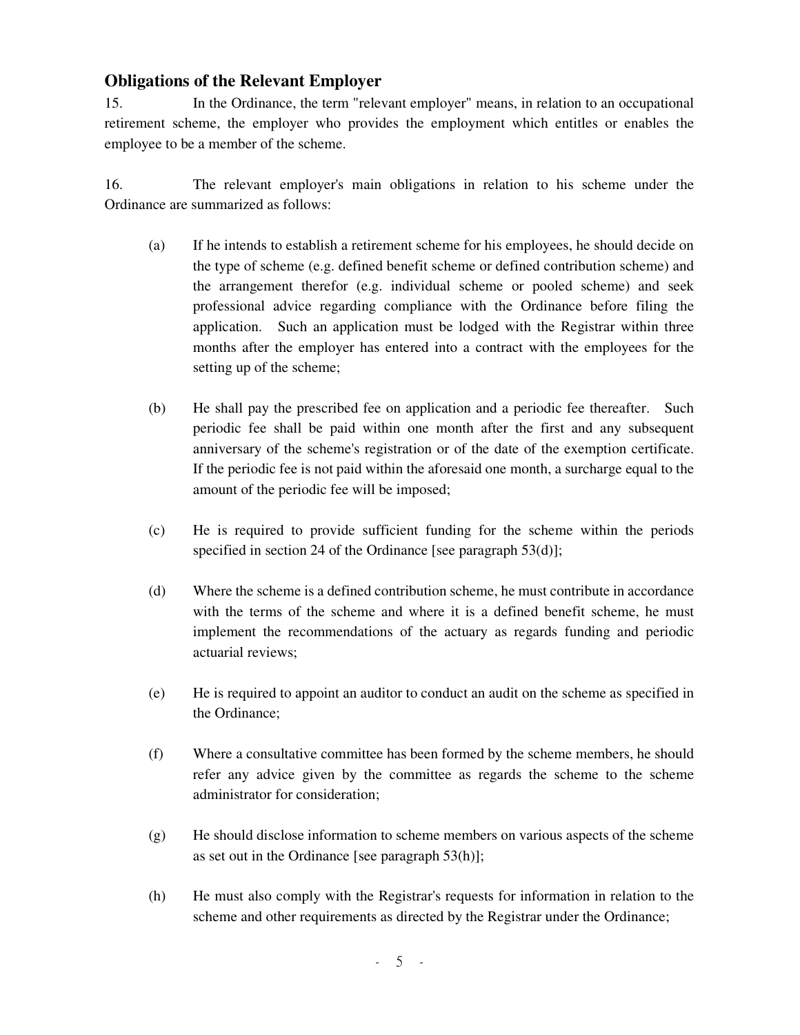## Obligations of the Relevant Employer

15. In the Ordinance, the term "relevant employer" means, in relation to an occupational retirement scheme, the employer who provides the employment which entitles or enables the employee to be a member of the scheme.

16. The relevant employer's main obligations in relation to his scheme under the Ordinance are summarized as follows:

(a) If he intends to establish a retirement scheme for his employees, he should decide on the type of scheme (e.g. defined benefit scheme or defined contribution scheme) and the arrangement therefor (e.g. individual scheme or pooled scheme) and seek professional advice regarding compliance with the Ordinance before filing the application. Such an application must be lodged with the Registrar within three months after the employer has entered into a contract with the employees for the setting up of the scheme;

(b) He shall pay the prescribed fee on application and a periodic fee thereafter. Such periodic fee shall be paid within one month after the first and any subsequent anniversary of the scheme's registration or of the date of the exemption certificate. If the periodic fee is not paid within the aforesaid one month, a surcharge equal to the amount of the periodic fee will be imposed;

(c) He is required to provide sufficient funding for the scheme within the periods specified in section 24 of the Ordinance [see paragraph 53(d)];

(d) Where the scheme is a defined contribution scheme, he must contribute in accordance with the terms of the scheme and where it is a defined benefit scheme, he must implement the recommendations of the actuary as regards funding and periodic actuarial reviews;

(e) He is required to appoint an auditor to conduct an audit on the scheme as specified in the Ordinance;

(f) Where a consultative committee has been formed by the scheme members, he should refer any advice given by the committee as regards the scheme to the scheme administrator for consideration;

(g) He should disclose information to scheme members on various aspects of the scheme as set out in the Ordinance [see paragraph 53(h)];

(h) He must also comply with the Registrar's requests for information in relation to the scheme and other requirements as directed by the Registrar under the Ordinance;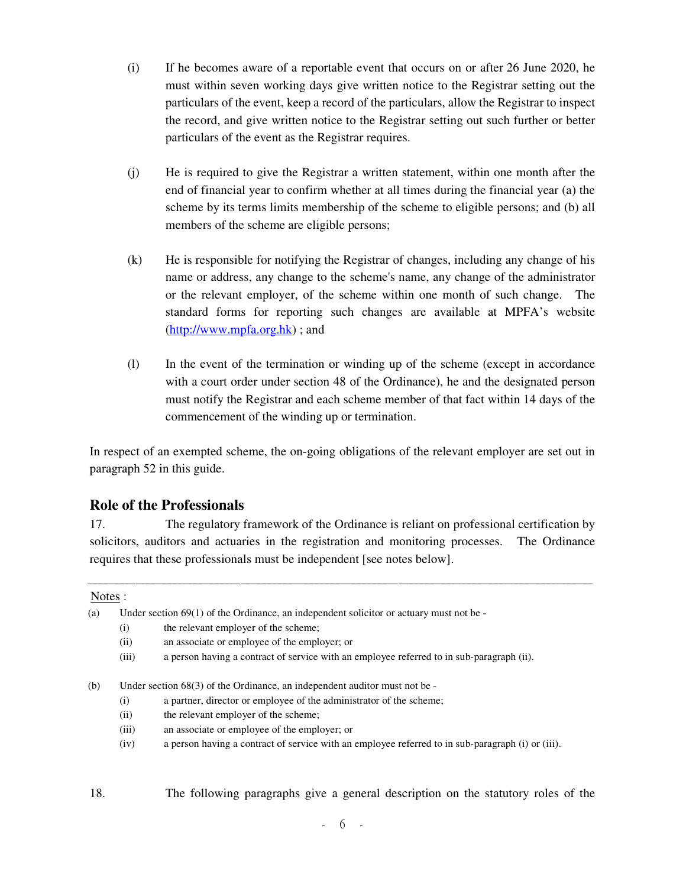(i) If he becomes aware of a reportable event that occurs on or after 26 June 2020, he must within seven working days give written notice to the Registrar setting out the particulars of the event, keep a record of the particulars, allow the Registrar to inspect the record, and give written notice to the Registrar setting out such further or better particulars of the event as the Registrar requires.

(j) He is required to give the Registrar a written statement, within one month after the end of financial year to confirm whether at all times during the financial year (a) the scheme by its terms limits membership of the scheme to eligible persons; and (b) all members of the scheme are eligible persons;

(k) He is responsible for notifying the Registrar of changes, including any change of his name or address, any change to the scheme's name, any change of the administrator or the relevant employer, of the scheme within one month of such change. The standard forms for reporting such changes are available at MPFA's website ([http://www.mpfa.org.hk](http://www.mpfa.org.hk)) ; and

(l) In the event of the termination or winding up of the scheme (except in accordance with a court order under section 48 of the Ordinance), he and the designated person must notify the Registrar and each scheme member of that fact within 14 days of the commencement of the winding up or termination.

In respect of an exempted scheme, the on-going obligations of the relevant employer are set out in paragraph 52 in this guide.

## Role of the Professionals

17. The regulatory framework of the Ordinance is reliant on professional certification by solicitors, auditors and actuaries in the registration and monitoring processes. The Ordinance requires that these professionals must be independent [see notes below].

---

Notes :

(a) Under section 69(1) of the Ordinance, an independent solicitor or actuary must not be -

- (i) the relevant employer of the scheme;
- (ii) an associate or employee of the employer; or
- (iii) a person having a contract of service with an employee referred to in sub-paragraph (ii).

(b) Under section 68(3) of the Ordinance, an independent auditor must not be -

- (i) a partner, director or employee of the administrator of the scheme;
- (ii) the relevant employer of the scheme;
- (iii) an associate or employee of the employer; or
- (iv) a person having a contract of service with an employee referred to in sub-paragraph (i) or (iii).

18. The following paragraphs give a general description on the statutory roles of the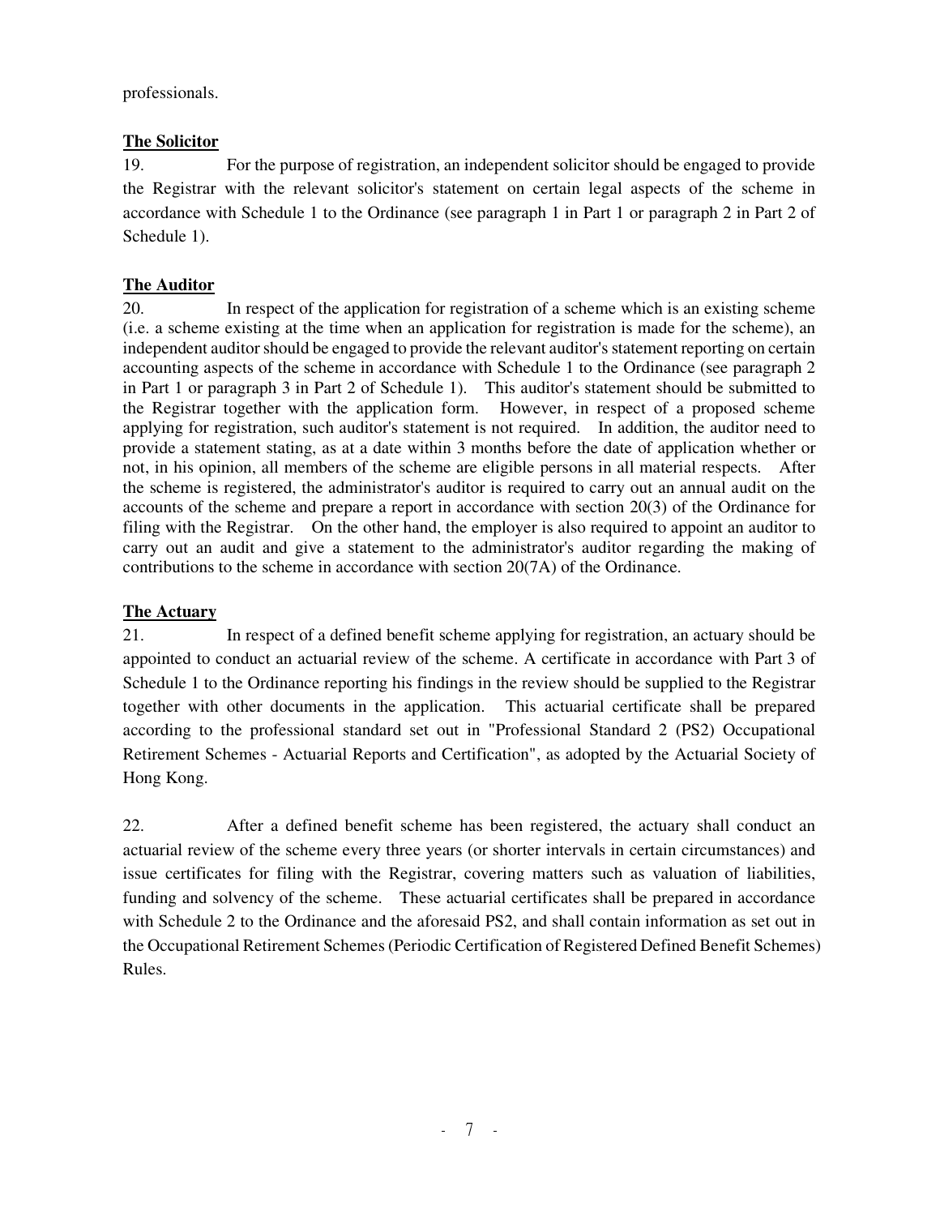professionals.

**The Solicitor**

19. For the purpose of registration, an independent solicitor should be engaged to provide the Registrar with the relevant solicitor's statement on certain legal aspects of the scheme in accordance with Schedule 1 to the Ordinance (see paragraph 1 in Part 1 or paragraph 2 in Part 2 of Schedule 1).

**The Auditor**

20. In respect of the application for registration of a scheme which is an existing scheme (i.e. a scheme existing at the time when an application for registration is made for the scheme), an independent auditor should be engaged to provide the relevant auditor's statement reporting on certain accounting aspects of the scheme in accordance with Schedule 1 to the Ordinance (see paragraph 2 in Part 1 or paragraph 3 in Part 2 of Schedule 1). This auditor's statement should be submitted to the Registrar together with the application form. However, in respect of a proposed scheme applying for registration, such auditor's statement is not required. In addition, the auditor need to provide a statement stating, as at a date within 3 months before the date of application whether or not, in his opinion, all members of the scheme are eligible persons in all material respects. After the scheme is registered, the administrator's auditor is required to carry out an annual audit on the accounts of the scheme and prepare a report in accordance with section 20(3) of the Ordinance for filing with the Registrar. On the other hand, the employer is also required to appoint an auditor to carry out an audit and give a statement to the administrator's auditor regarding the making of contributions to the scheme in accordance with section 20(7A) of the Ordinance.

**The Actuary**

21. In respect of a defined benefit scheme applying for registration, an actuary should be appointed to conduct an actuarial review of the scheme. A certificate in accordance with Part 3 of Schedule 1 to the Ordinance reporting his findings in the review should be supplied to the Registrar together with other documents in the application. This actuarial certificate shall be prepared according to the professional standard set out in "Professional Standard 2 (PS2) Occupational Retirement Schemes - Actuarial Reports and Certification", as adopted by the Actuarial Society of Hong Kong.

22. After a defined benefit scheme has been registered, the actuary shall conduct an actuarial review of the scheme every three years (or shorter intervals in certain circumstances) and issue certificates for filing with the Registrar, covering matters such as valuation of liabilities, funding and solvency of the scheme. These actuarial certificates shall be prepared in accordance with Schedule 2 to the Ordinance and the aforesaid PS2, and shall contain information as set out in the Occupational Retirement Schemes (Periodic Certification of Registered Defined Benefit Schemes) Rules.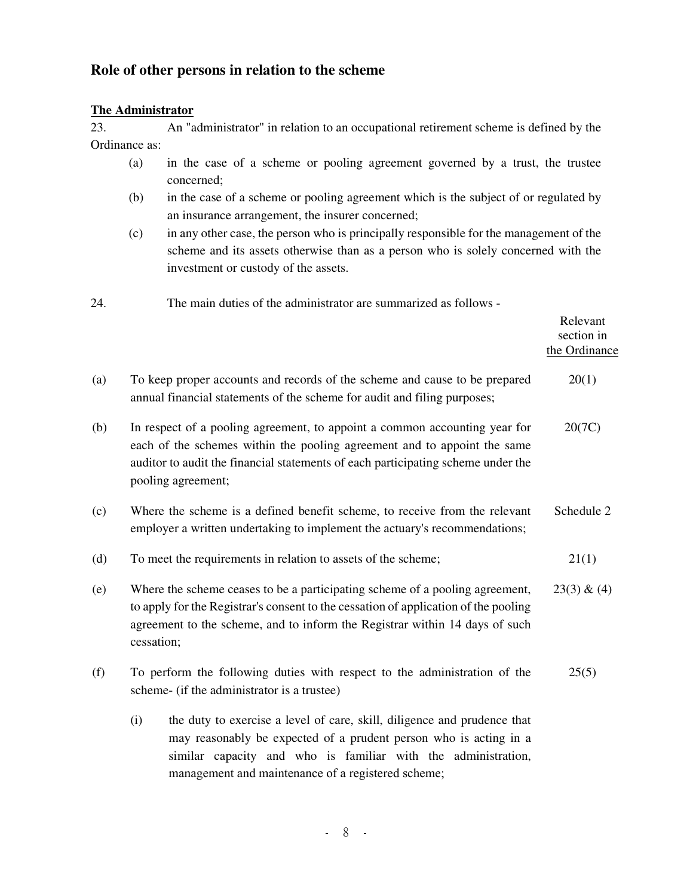## Role of other persons in relation to the scheme

### The Administrator

23. An "administrator" in relation to an occupational retirement scheme is defined by the Ordinance as:

- (a) in the case of a scheme or pooling agreement governed by a trust, the trustee concerned;
- (b) in the case of a scheme or pooling agreement which is the subject of or regulated by an insurance arrangement, the insurer concerned;
- (c) in any other case, the person who is principally responsible for the management of the scheme and its assets otherwise than as a person who is solely concerned with the investment or custody of the assets.

24. The main duties of the administrator are summarized as follows -

| | | Relevant section in the Ordinance |
|---|---|---|
| (a) | To keep proper accounts and records of the scheme and cause to be prepared annual financial statements of the scheme for audit and filing purposes; | 20(1) |
| (b) | In respect of a pooling agreement, to appoint a common accounting year for each of the schemes within the pooling agreement and to appoint the same auditor to audit the financial statements of each participating scheme under the pooling agreement; | 20(7C) |
| (c) | Where the scheme is a defined benefit scheme, to receive from the relevant employer a written undertaking to implement the actuary's recommendations; | Schedule 2 |
| (d) | To meet the requirements in relation to assets of the scheme; | 21(1) |
| (e) | Where the scheme ceases to be a participating scheme of a pooling agreement, to apply for the Registrar's consent to the cessation of application of the pooling agreement to the scheme, and to inform the Registrar within 14 days of such cessation; | 23(3) & (4) |
| (f) | To perform the following duties with respect to the administration of the scheme- (if the administrator is a trustee) | 25(5) |

(i) the duty to exercise a level of care, skill, diligence and prudence that may reasonably be expected of a prudent person who is acting in a similar capacity and who is familiar with the administration, management and maintenance of a registered scheme;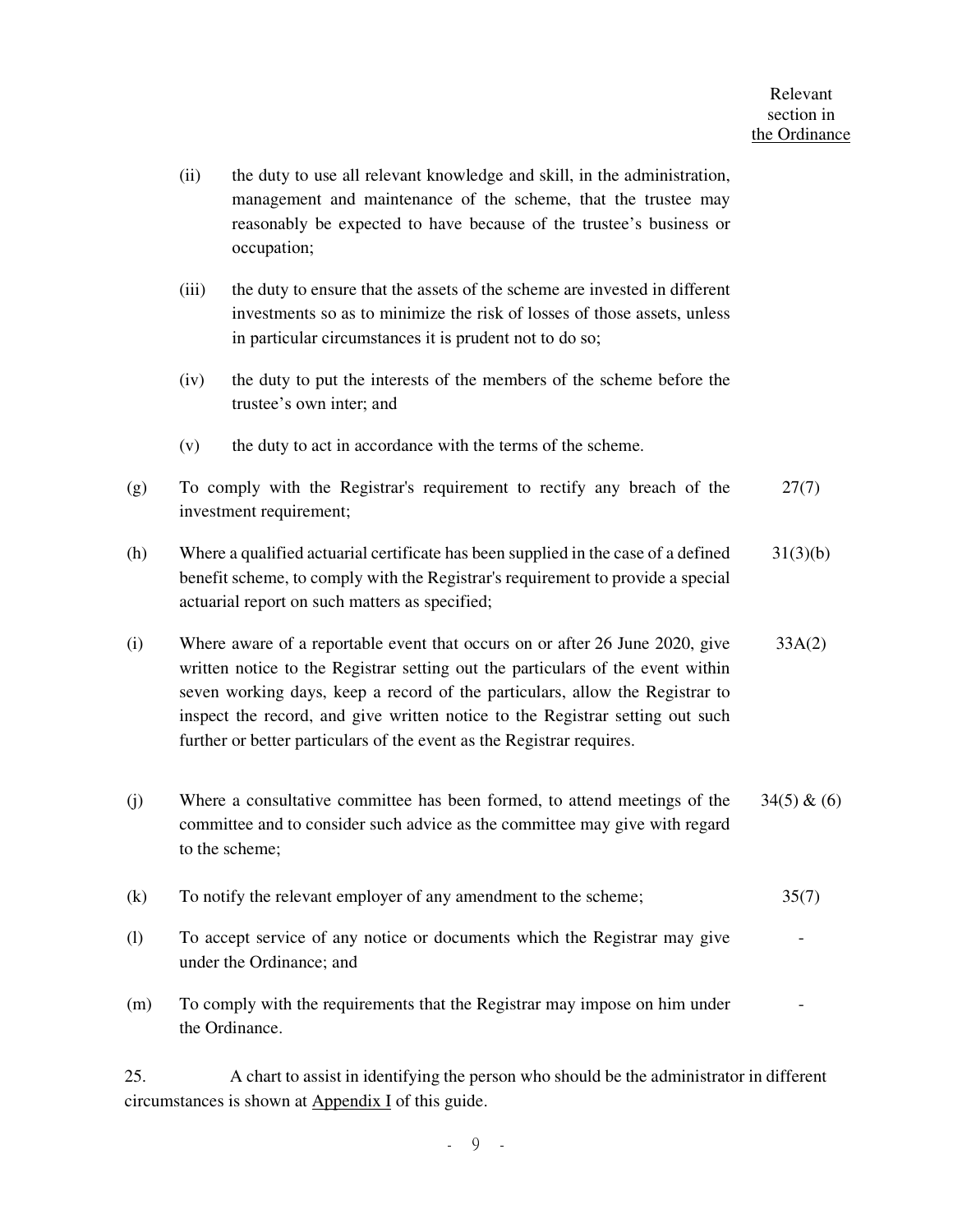| | | Relevant section in the Ordinance |
|---|---|---|
| | (ii) the duty to use all relevant knowledge and skill, in the administration, management and maintenance of the scheme, that the trustee may reasonably be expected to have because of the trustee's business or occupation; | |
| | (iii) the duty to ensure that the assets of the scheme are invested in different investments so as to minimize the risk of losses of those assets, unless in particular circumstances it is prudent not to do so; | |
| | (iv) the duty to put the interests of the members of the scheme before the trustee's own inter; and | |
| | (v) the duty to act in accordance with the terms of the scheme. | |
| (g) | To comply with the Registrar's requirement to rectify any breach of the investment requirement; | 27(7) |
| (h) | Where a qualified actuarial certificate has been supplied in the case of a defined benefit scheme, to comply with the Registrar's requirement to provide a special actuarial report on such matters as specified; | 31(3)(b) |
| (i) | Where aware of a reportable event that occurs on or after 26 June 2020, give written notice to the Registrar setting out the particulars of the event within seven working days, keep a record of the particulars, allow the Registrar to inspect the record, and give written notice to the Registrar setting out such further or better particulars of the event as the Registrar requires. | 33A(2) |
| (j) | Where a consultative committee has been formed, to attend meetings of the committee and to consider such advice as the committee may give with regard to the scheme; | 34(5) & (6) |
| (k) | To notify the relevant employer of any amendment to the scheme; | 35(7) |
| (l) | To accept service of any notice or documents which the Registrar may give under the Ordinance; and | - |
| (m) | To comply with the requirements that the Registrar may impose on him under the Ordinance. | - |

25. A chart to assist in identifying the person who should be the administrator in different circumstances is shown at Appendix I of this guide.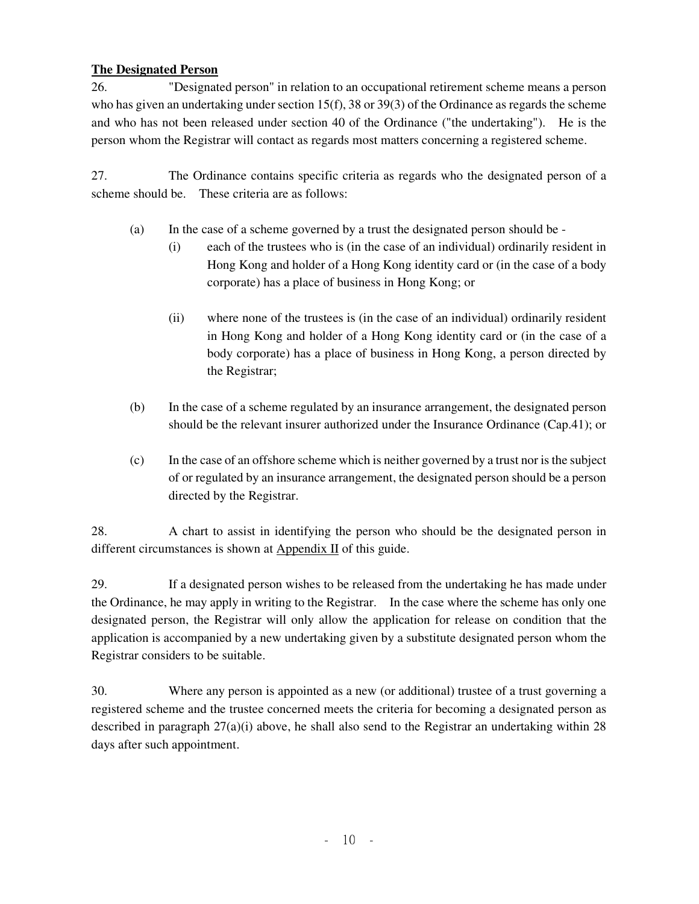**The Designated Person**

26. "Designated person" in relation to an occupational retirement scheme means a person who has given an undertaking under section 15(f), 38 or 39(3) of the Ordinance as regards the scheme and who has not been released under section 40 of the Ordinance ("the undertaking"). He is the person whom the Registrar will contact as regards most matters concerning a registered scheme.

27. The Ordinance contains specific criteria as regards who the designated person of a scheme should be. These criteria are as follows:

(a) In the case of a scheme governed by a trust the designated person should be -

(i) each of the trustees who is (in the case of an individual) ordinarily resident in Hong Kong and holder of a Hong Kong identity card or (in the case of a body corporate) has a place of business in Hong Kong; or

(ii) where none of the trustees is (in the case of an individual) ordinarily resident in Hong Kong and holder of a Hong Kong identity card or (in the case of a body corporate) has a place of business in Hong Kong, a person directed by the Registrar;

(b) In the case of a scheme regulated by an insurance arrangement, the designated person should be the relevant insurer authorized under the Insurance Ordinance (Cap.41); or

(c) In the case of an offshore scheme which is neither governed by a trust nor is the subject of or regulated by an insurance arrangement, the designated person should be a person directed by the Registrar.

28. A chart to assist in identifying the person who should be the designated person in different circumstances is shown at Appendix II of this guide.

29. If a designated person wishes to be released from the undertaking he has made under the Ordinance, he may apply in writing to the Registrar. In the case where the scheme has only one designated person, the Registrar will only allow the application for release on condition that the application is accompanied by a new undertaking given by a substitute designated person whom the Registrar considers to be suitable.

30. Where any person is appointed as a new (or additional) trustee of a trust governing a registered scheme and the trustee concerned meets the criteria for becoming a designated person as described in paragraph 27(a)(i) above, he shall also send to the Registrar an undertaking within 28 days after such appointment.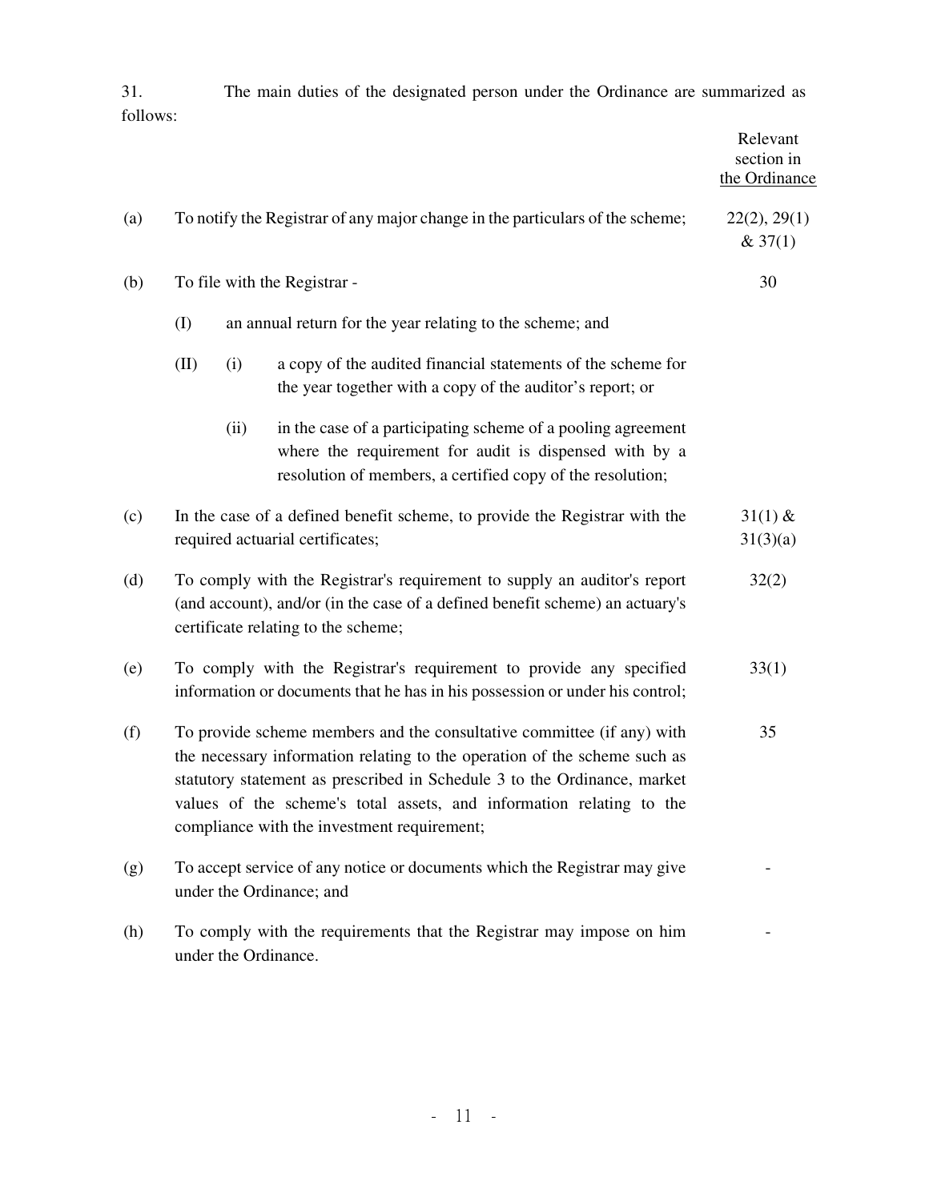31. The main duties of the designated person under the Ordinance are summarized as follows:

| | | Relevant section in the Ordinance |
|---|---|---|
| (a) | To notify the Registrar of any major change in the particulars of the scheme; | 22(2), 29(1) & 37(1) |
| (b) | To file with the Registrar -<br>(I) an annual return for the year relating to the scheme; and<br>(II) (i) a copy of the audited financial statements of the scheme for the year together with a copy of the auditor's report; or<br>(ii) in the case of a participating scheme of a pooling agreement where the requirement for audit is dispensed with by a resolution of members, a certified copy of the resolution; | 30 |
| (c) | In the case of a defined benefit scheme, to provide the Registrar with the required actuarial certificates; | 31(1) & 31(3)(a) |
| (d) | To comply with the Registrar's requirement to supply an auditor's report (and account), and/or (in the case of a defined benefit scheme) an actuary's certificate relating to the scheme; | 32(2) |
| (e) | To comply with the Registrar's requirement to provide any specified information or documents that he has in his possession or under his control; | 33(1) |
| (f) | To provide scheme members and the consultative committee (if any) with the necessary information relating to the operation of the scheme such as statutory statement as prescribed in Schedule 3 to the Ordinance, market values of the scheme's total assets, and information relating to the compliance with the investment requirement; | 35 |
| (g) | To accept service of any notice or documents which the Registrar may give under the Ordinance; and | - |
| (h) | To comply with the requirements that the Registrar may impose on him under the Ordinance. | - |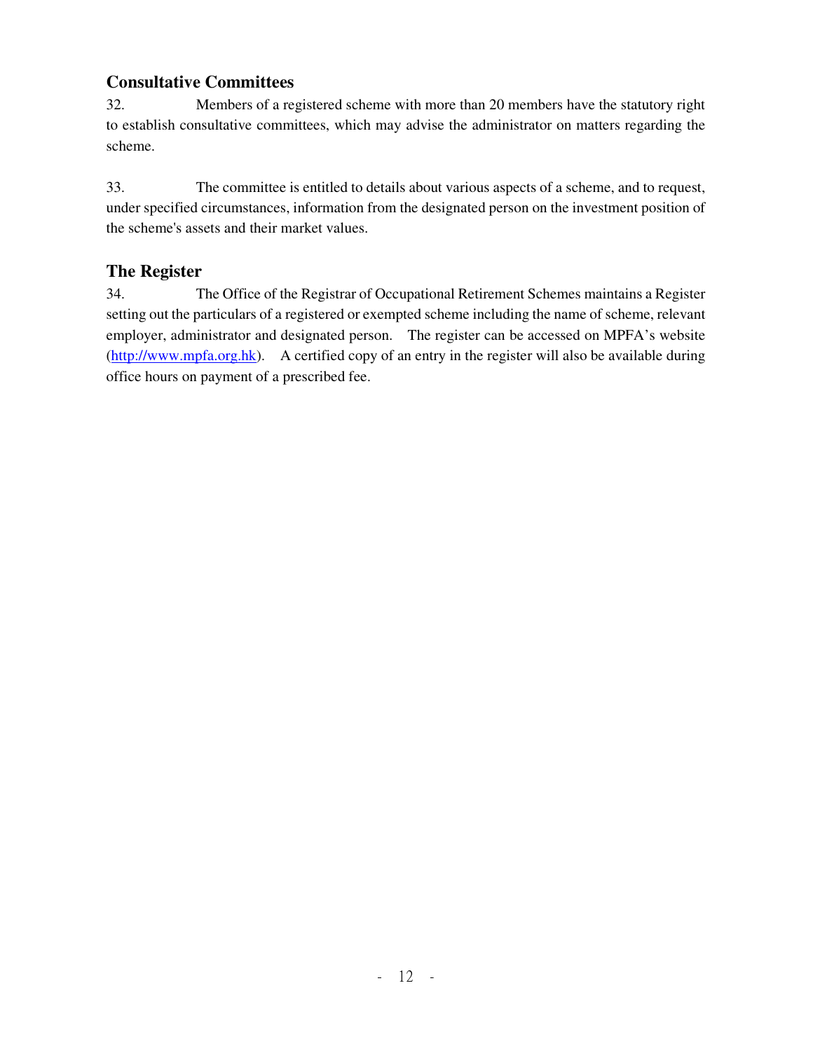## Consultative Committees

32. Members of a registered scheme with more than 20 members have the statutory right to establish consultative committees, which may advise the administrator on matters regarding the scheme.

33. The committee is entitled to details about various aspects of a scheme, and to request, under specified circumstances, information from the designated person on the investment position of the scheme's assets and their market values.

## The Register

34. The Office of the Registrar of Occupational Retirement Schemes maintains a Register setting out the particulars of a registered or exempted scheme including the name of scheme, relevant employer, administrator and designated person. The register can be accessed on MPFA's website (http://www.mpfa.org.hk). A certified copy of an entry in the register will also be available during office hours on payment of a prescribed fee.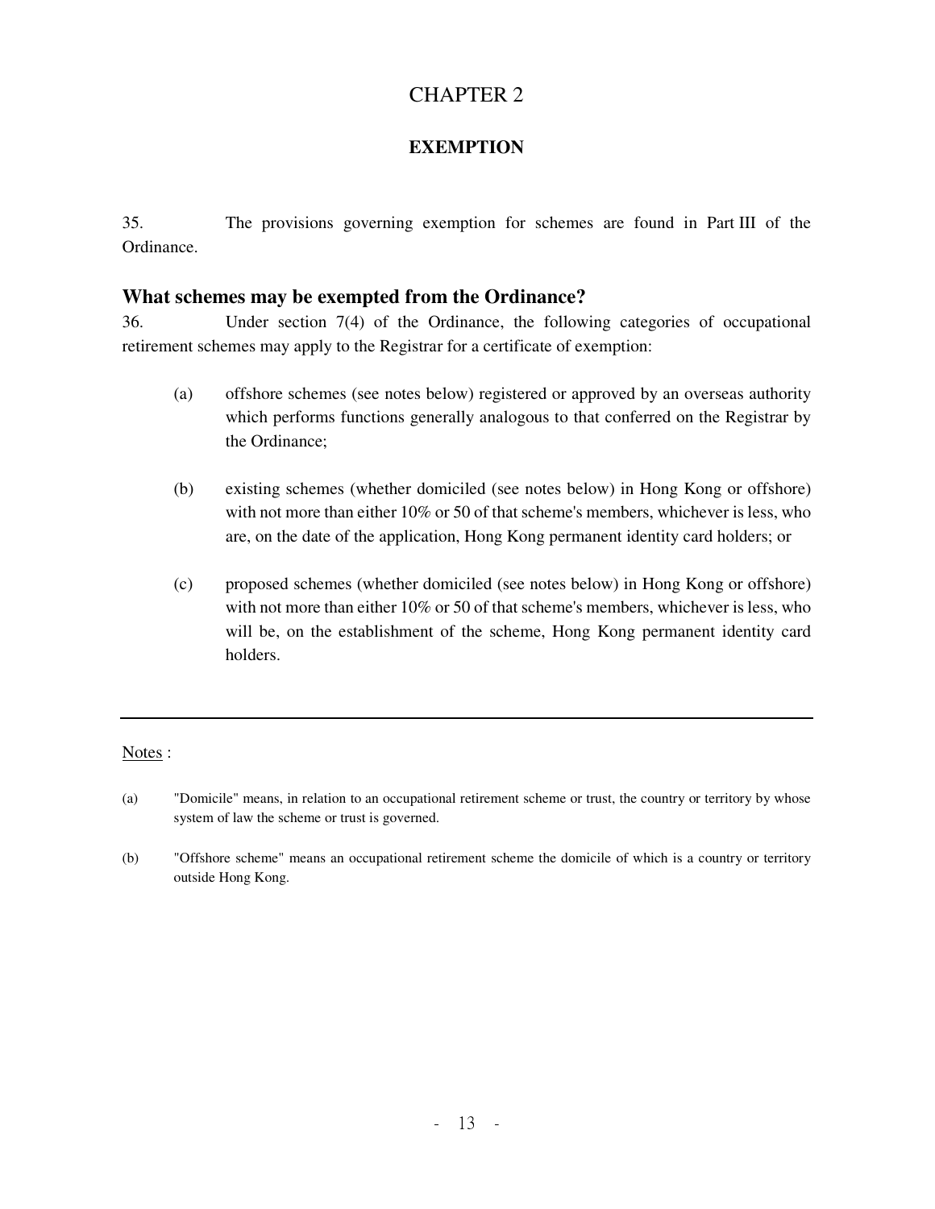# CHAPTER 2

## EXEMPTION

35. The provisions governing exemption for schemes are found in Part III of the Ordinance.

### What schemes may be exempted from the Ordinance?

36. Under section 7(4) of the Ordinance, the following categories of occupational retirement schemes may apply to the Registrar for a certificate of exemption:

(a) offshore schemes (see notes below) registered or approved by an overseas authority which performs functions generally analogous to that conferred on the Registrar by the Ordinance;

(b) existing schemes (whether domiciled (see notes below) in Hong Kong or offshore) with not more than either 10% or 50 of that scheme's members, whichever is less, who are, on the date of the application, Hong Kong permanent identity card holders; or

(c) proposed schemes (whether domiciled (see notes below) in Hong Kong or offshore) with not more than either 10% or 50 of that scheme's members, whichever is less, who will be, on the establishment of the scheme, Hong Kong permanent identity card holders.

---

Notes :

(a) "Domicile" means, in relation to an occupational retirement scheme or trust, the country or territory by whose system of law the scheme or trust is governed.

(b) "Offshore scheme" means an occupational retirement scheme the domicile of which is a country or territory outside Hong Kong.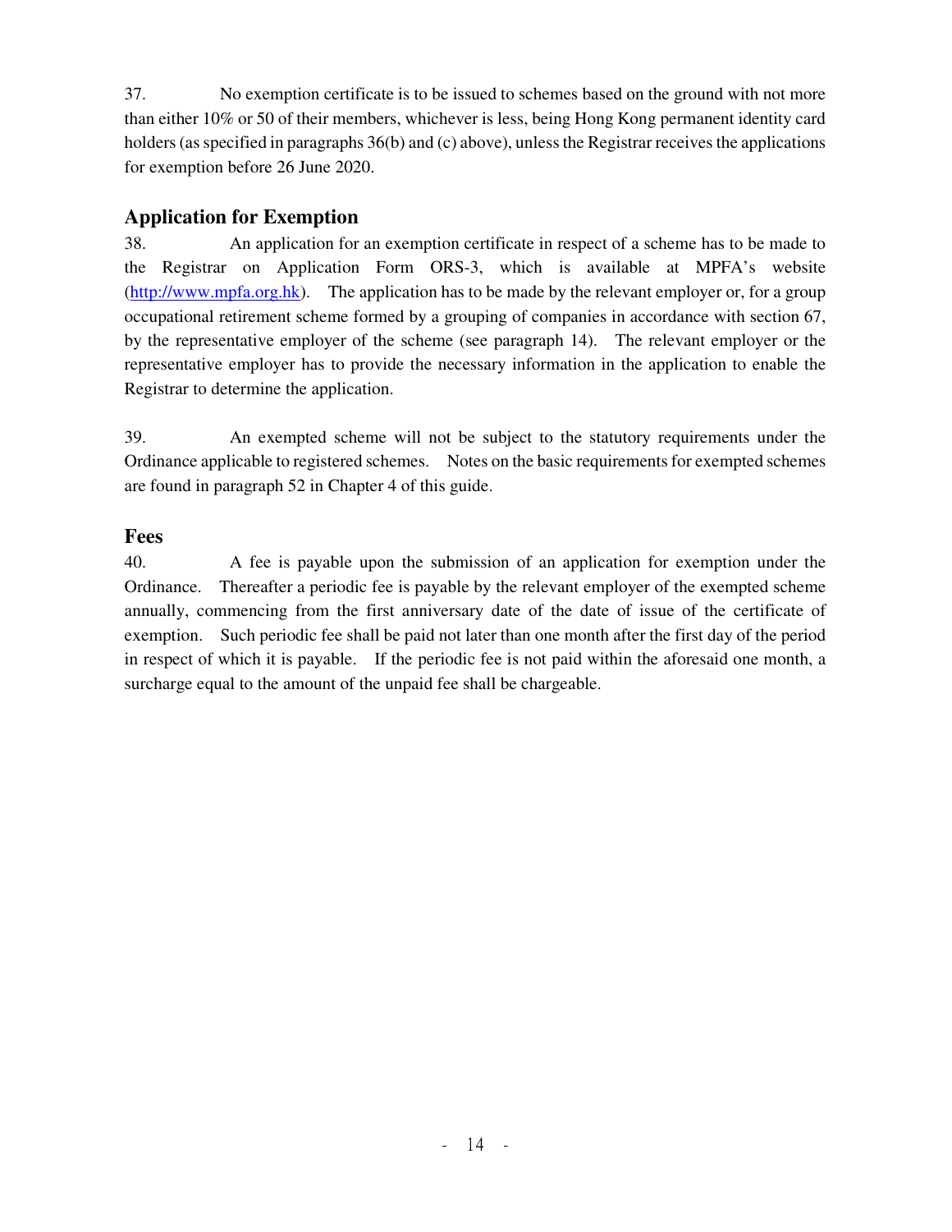37. No exemption certificate is to be issued to schemes based on the ground with not more than either 10% or 50 of their members, whichever is less, being Hong Kong permanent identity card holders (as specified in paragraphs 36(b) and (c) above), unless the Registrar receives the applications for exemption before 26 June 2020.

## Application for Exemption

38. An application for an exemption certificate in respect of a scheme has to be made to the Registrar on Application Form ORS-3, which is available at MPFA's website (http://www.mpfa.org.hk). The application has to be made by the relevant employer or, for a group occupational retirement scheme formed by a grouping of companies in accordance with section 67, by the representative employer of the scheme (see paragraph 14). The relevant employer or the representative employer has to provide the necessary information in the application to enable the Registrar to determine the application.

39. An exempted scheme will not be subject to the statutory requirements under the Ordinance applicable to registered schemes. Notes on the basic requirements for exempted schemes are found in paragraph 52 in Chapter 4 of this guide.

## Fees

40. A fee is payable upon the submission of an application for exemption under the Ordinance. Thereafter a periodic fee is payable by the relevant employer of the exempted scheme annually, commencing from the first anniversary date of the date of issue of the certificate of exemption. Such periodic fee shall be paid not later than one month after the first day of the period in respect of which it is payable. If the periodic fee is not paid within the aforesaid one month, a surcharge equal to the amount of the unpaid fee shall be chargeable.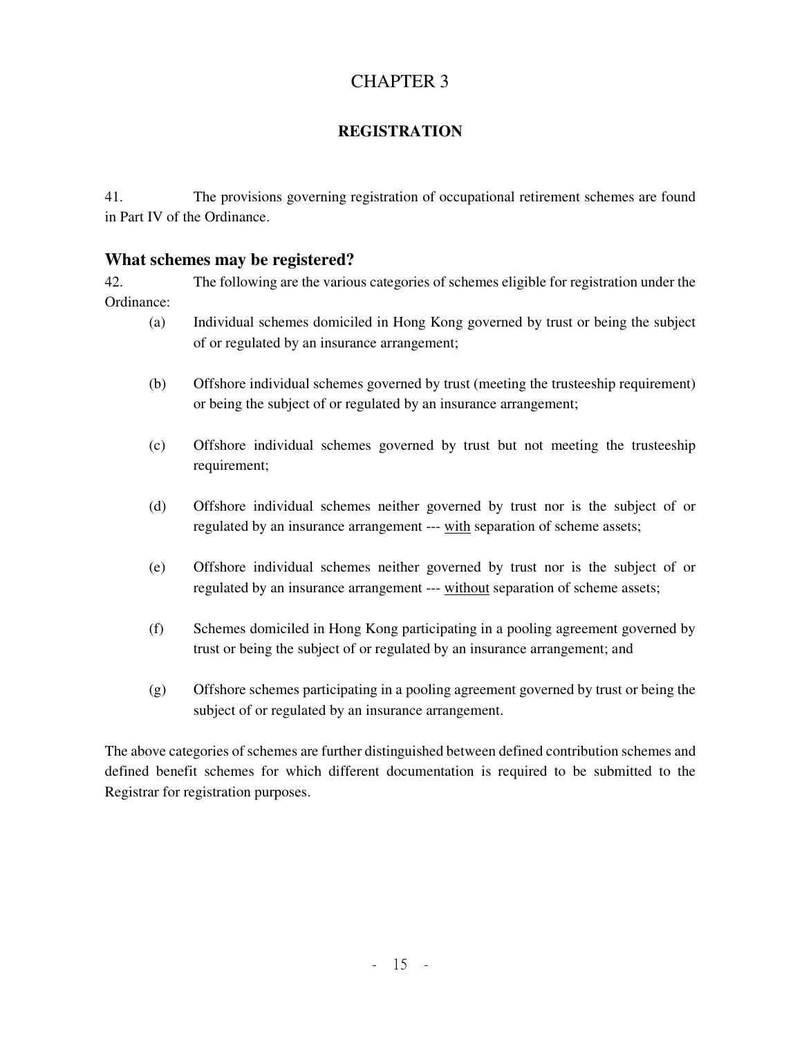# CHAPTER 3

## REGISTRATION

41. The provisions governing registration of occupational retirement schemes are found in Part IV of the Ordinance.

### What schemes may be registered?

42. The following are the various categories of schemes eligible for registration under the Ordinance:

(a) Individual schemes domiciled in Hong Kong governed by trust or being the subject of or regulated by an insurance arrangement;

(b) Offshore individual schemes governed by trust (meeting the trusteeship requirement) or being the subject of or regulated by an insurance arrangement;

(c) Offshore individual schemes governed by trust but not meeting the trusteeship requirement;

(d) Offshore individual schemes neither governed by trust nor is the subject of or regulated by an insurance arrangement --- <u>with</u> separation of scheme assets;

(e) Offshore individual schemes neither governed by trust nor is the subject of or regulated by an insurance arrangement --- <u>without</u> separation of scheme assets;

(f) Schemes domiciled in Hong Kong participating in a pooling agreement governed by trust or being the subject of or regulated by an insurance arrangement; and

(g) Offshore schemes participating in a pooling agreement governed by trust or being the subject of or regulated by an insurance arrangement.

The above categories of schemes are further distinguished between defined contribution schemes and defined benefit schemes for which different documentation is required to be submitted to the Registrar for registration purposes.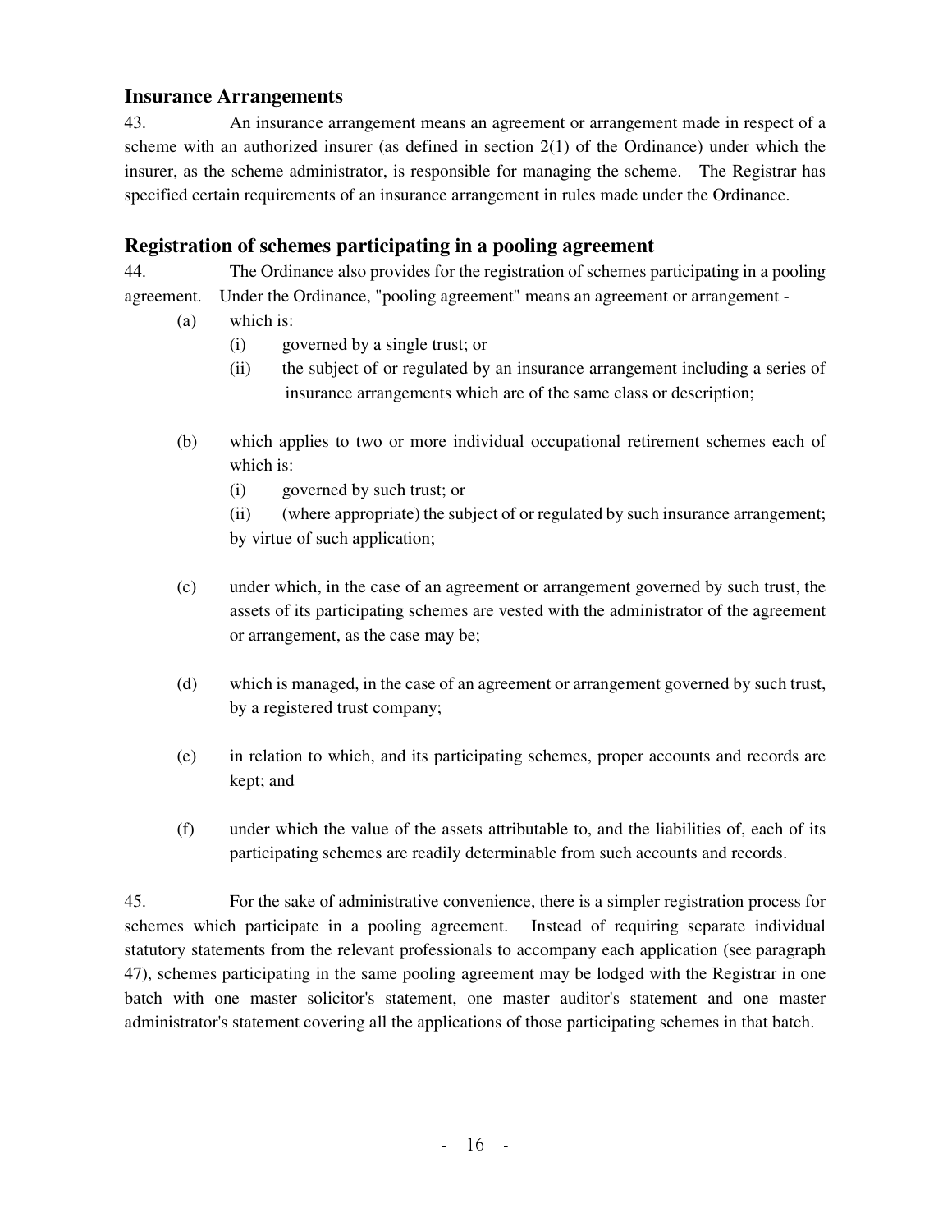## Insurance Arrangements

43. An insurance arrangement means an agreement or arrangement made in respect of a scheme with an authorized insurer (as defined in section 2(1) of the Ordinance) under which the insurer, as the scheme administrator, is responsible for managing the scheme. The Registrar has specified certain requirements of an insurance arrangement in rules made under the Ordinance.

## Registration of schemes participating in a pooling agreement

44. The Ordinance also provides for the registration of schemes participating in a pooling agreement. Under the Ordinance, "pooling agreement" means an agreement or arrangement -

(a) which is:
   - (i) governed by a single trust; or
   - (ii) the subject of or regulated by an insurance arrangement including a series of insurance arrangements which are of the same class or description;

(b) which applies to two or more individual occupational retirement schemes each of which is:
   - (i) governed by such trust; or
   - (ii) (where appropriate) the subject of or regulated by such insurance arrangement;

   by virtue of such application;

(c) under which, in the case of an agreement or arrangement governed by such trust, the assets of its participating schemes are vested with the administrator of the agreement or arrangement, as the case may be;

(d) which is managed, in the case of an agreement or arrangement governed by such trust, by a registered trust company;

(e) in relation to which, and its participating schemes, proper accounts and records are kept; and

(f) under which the value of the assets attributable to, and the liabilities of, each of its participating schemes are readily determinable from such accounts and records.

45. For the sake of administrative convenience, there is a simpler registration process for schemes which participate in a pooling agreement. Instead of requiring separate individual statutory statements from the relevant professionals to accompany each application (see paragraph 47), schemes participating in the same pooling agreement may be lodged with the Registrar in one batch with one master solicitor's statement, one master auditor's statement and one master administrator's statement covering all the applications of those participating schemes in that batch.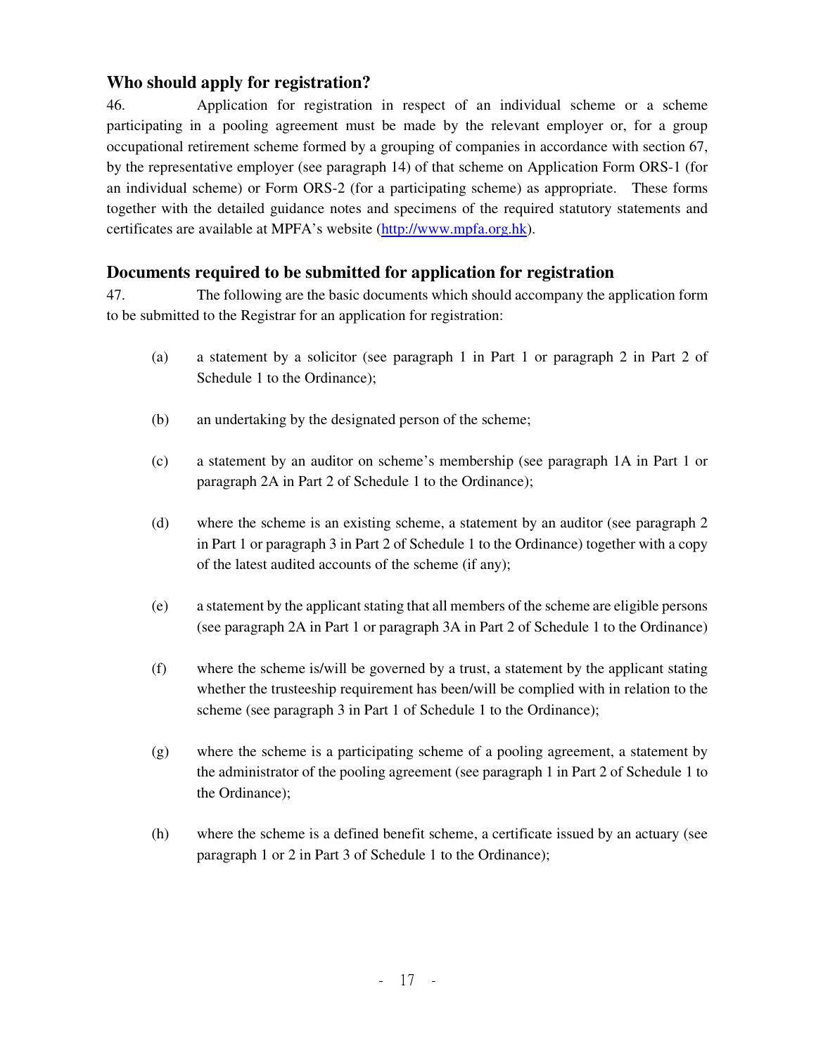## Who should apply for registration?

46. Application for registration in respect of an individual scheme or a scheme participating in a pooling agreement must be made by the relevant employer or, for a group occupational retirement scheme formed by a grouping of companies in accordance with section 67, by the representative employer (see paragraph 14) of that scheme on Application Form ORS-1 (for an individual scheme) or Form ORS-2 (for a participating scheme) as appropriate. These forms together with the detailed guidance notes and specimens of the required statutory statements and certificates are available at MPFA's website (http://www.mpfa.org.hk).

## Documents required to be submitted for application for registration

47. The following are the basic documents which should accompany the application form to be submitted to the Registrar for an application for registration:

(a) a statement by a solicitor (see paragraph 1 in Part 1 or paragraph 2 in Part 2 of Schedule 1 to the Ordinance);

(b) an undertaking by the designated person of the scheme;

(c) a statement by an auditor on scheme's membership (see paragraph 1A in Part 1 or paragraph 2A in Part 2 of Schedule 1 to the Ordinance);

(d) where the scheme is an existing scheme, a statement by an auditor (see paragraph 2 in Part 1 or paragraph 3 in Part 2 of Schedule 1 to the Ordinance) together with a copy of the latest audited accounts of the scheme (if any);

(e) a statement by the applicant stating that all members of the scheme are eligible persons (see paragraph 2A in Part 1 or paragraph 3A in Part 2 of Schedule 1 to the Ordinance)

(f) where the scheme is/will be governed by a trust, a statement by the applicant stating whether the trusteeship requirement has been/will be complied with in relation to the scheme (see paragraph 3 in Part 1 of Schedule 1 to the Ordinance);

(g) where the scheme is a participating scheme of a pooling agreement, a statement by the administrator of the pooling agreement (see paragraph 1 in Part 2 of Schedule 1 to the Ordinance);

(h) where the scheme is a defined benefit scheme, a certificate issued by an actuary (see paragraph 1 or 2 in Part 3 of Schedule 1 to the Ordinance);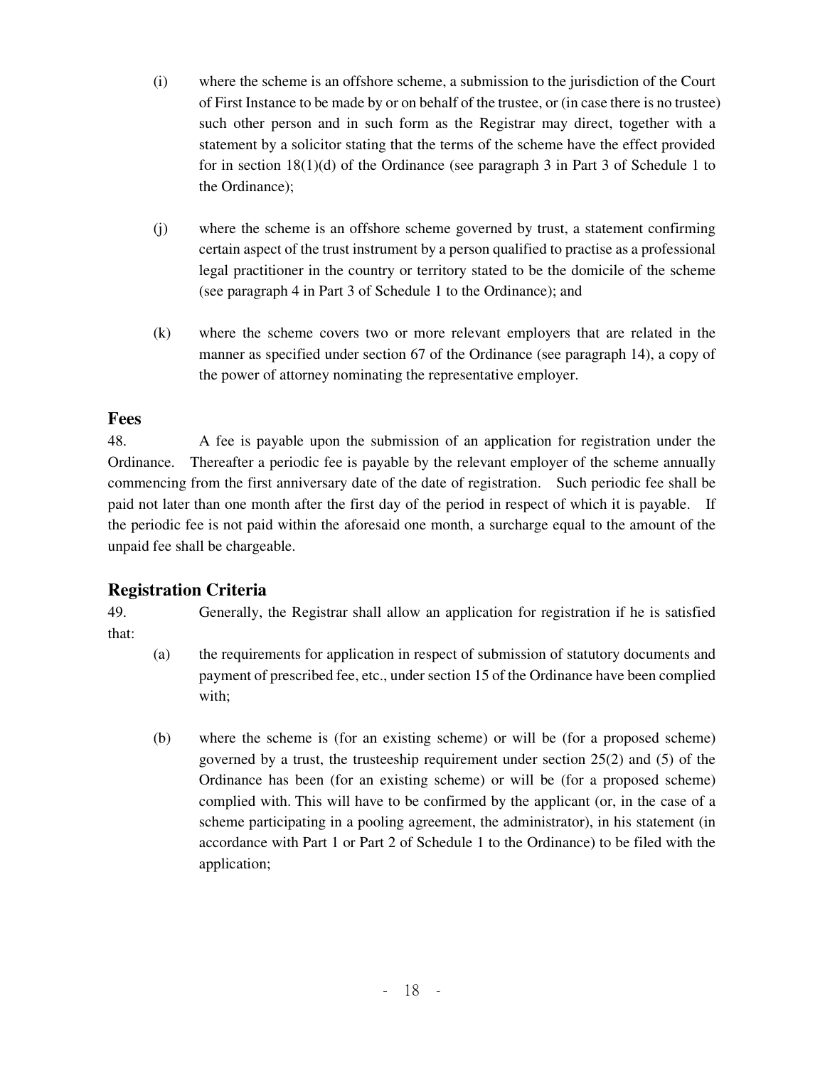(i) where the scheme is an offshore scheme, a submission to the jurisdiction of the Court of First Instance to be made by or on behalf of the trustee, or (in case there is no trustee) such other person and in such form as the Registrar may direct, together with a statement by a solicitor stating that the terms of the scheme have the effect provided for in section 18(1)(d) of the Ordinance (see paragraph 3 in Part 3 of Schedule 1 to the Ordinance);

(j) where the scheme is an offshore scheme governed by trust, a statement confirming certain aspect of the trust instrument by a person qualified to practise as a professional legal practitioner in the country or territory stated to be the domicile of the scheme (see paragraph 4 in Part 3 of Schedule 1 to the Ordinance); and

(k) where the scheme covers two or more relevant employers that are related in the manner as specified under section 67 of the Ordinance (see paragraph 14), a copy of the power of attorney nominating the representative employer.

## Fees

48. A fee is payable upon the submission of an application for registration under the Ordinance. Thereafter a periodic fee is payable by the relevant employer of the scheme annually commencing from the first anniversary date of the date of registration. Such periodic fee shall be paid not later than one month after the first day of the period in respect of which it is payable. If the periodic fee is not paid within the aforesaid one month, a surcharge equal to the amount of the unpaid fee shall be chargeable.

## Registration Criteria

49. Generally, the Registrar shall allow an application for registration if he is satisfied that:

(a) the requirements for application in respect of submission of statutory documents and payment of prescribed fee, etc., under section 15 of the Ordinance have been complied with;

(b) where the scheme is (for an existing scheme) or will be (for a proposed scheme) governed by a trust, the trusteeship requirement under section 25(2) and (5) of the Ordinance has been (for an existing scheme) or will be (for a proposed scheme) complied with. This will have to be confirmed by the applicant (or, in the case of a scheme participating in a pooling agreement, the administrator), in his statement (in accordance with Part 1 or Part 2 of Schedule 1 to the Ordinance) to be filed with the application;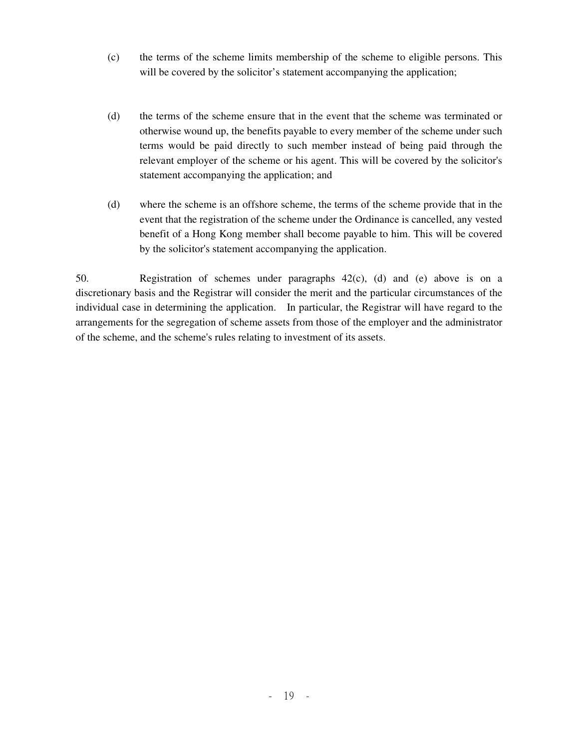(c) the terms of the scheme limits membership of the scheme to eligible persons. This will be covered by the solicitor's statement accompanying the application;

(d) the terms of the scheme ensure that in the event that the scheme was terminated or otherwise wound up, the benefits payable to every member of the scheme under such terms would be paid directly to such member instead of being paid through the relevant employer of the scheme or his agent. This will be covered by the solicitor's statement accompanying the application; and

(d) where the scheme is an offshore scheme, the terms of the scheme provide that in the event that the registration of the scheme under the Ordinance is cancelled, any vested benefit of a Hong Kong member shall become payable to him. This will be covered by the solicitor's statement accompanying the application.

50. Registration of schemes under paragraphs 42(c), (d) and (e) above is on a discretionary basis and the Registrar will consider the merit and the particular circumstances of the individual case in determining the application. In particular, the Registrar will have regard to the arrangements for the segregation of scheme assets from those of the employer and the administrator of the scheme, and the scheme's rules relating to investment of its assets.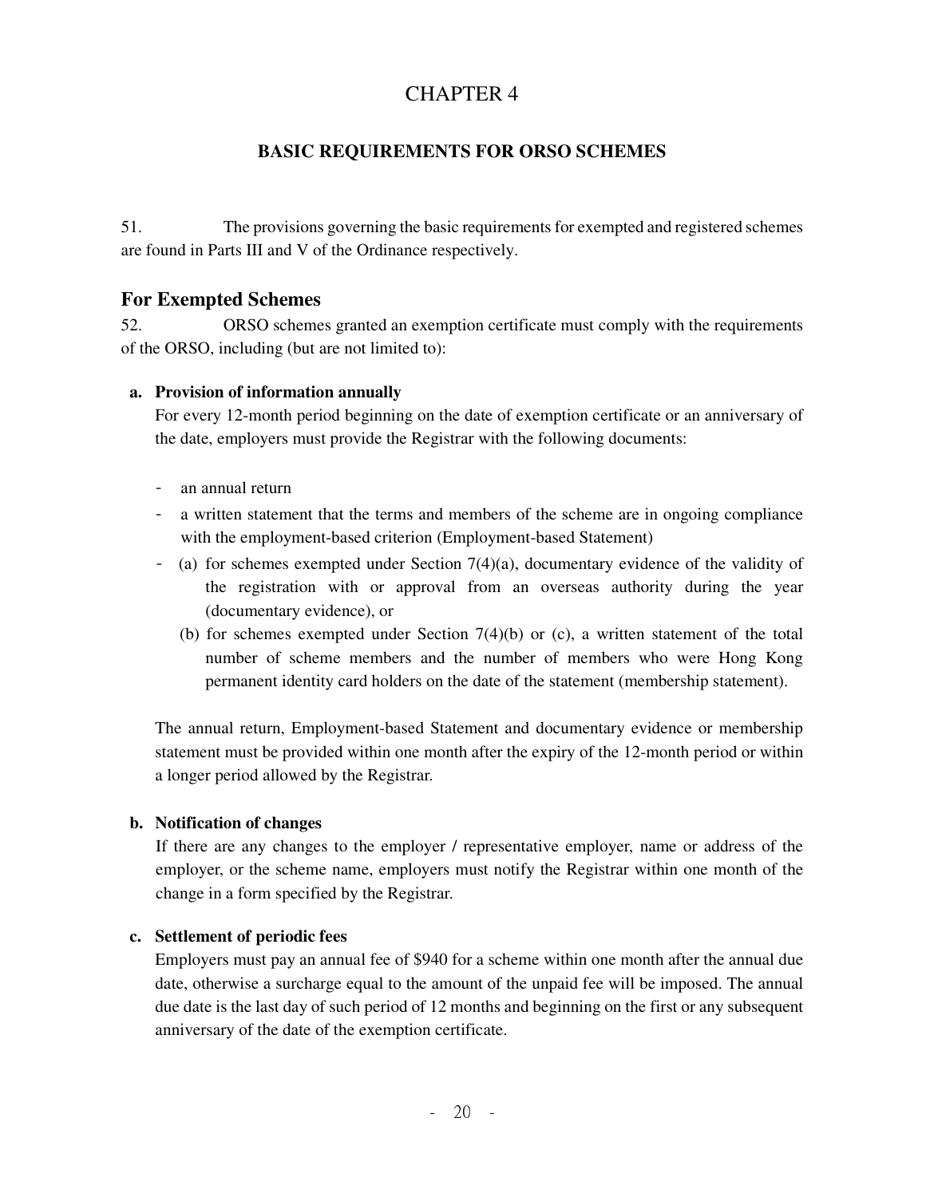# CHAPTER 4

## BASIC REQUIREMENTS FOR ORSO SCHEMES

51. The provisions governing the basic requirements for exempted and registered schemes are found in Parts III and V of the Ordinance respectively.

### For Exempted Schemes

52. ORSO schemes granted an exemption certificate must comply with the requirements of the ORSO, including (but are not limited to):

**a. Provision of information annually**

For every 12-month period beginning on the date of exemption certificate or an anniversary of the date, employers must provide the Registrar with the following documents:

- an annual return
- a written statement that the terms and members of the scheme are in ongoing compliance with the employment-based criterion (Employment-based Statement)
- (a) for schemes exempted under Section 7(4)(a), documentary evidence of the validity of the registration with or approval from an overseas authority during the year (documentary evidence), or

  (b) for schemes exempted under Section 7(4)(b) or (c), a written statement of the total number of scheme members and the number of members who were Hong Kong permanent identity card holders on the date of the statement (membership statement).

The annual return, Employment-based Statement and documentary evidence or membership statement must be provided within one month after the expiry of the 12-month period or within a longer period allowed by the Registrar.

**b. Notification of changes**

If there are any changes to the employer / representative employer, name or address of the employer, or the scheme name, employers must notify the Registrar within one month of the change in a form specified by the Registrar.

**c. Settlement of periodic fees**

Employers must pay an annual fee of $940 for a scheme within one month after the annual due date, otherwise a surcharge equal to the amount of the unpaid fee will be imposed. The annual due date is the last day of such period of 12 months and beginning on the first or any subsequent anniversary of the date of the exemption certificate.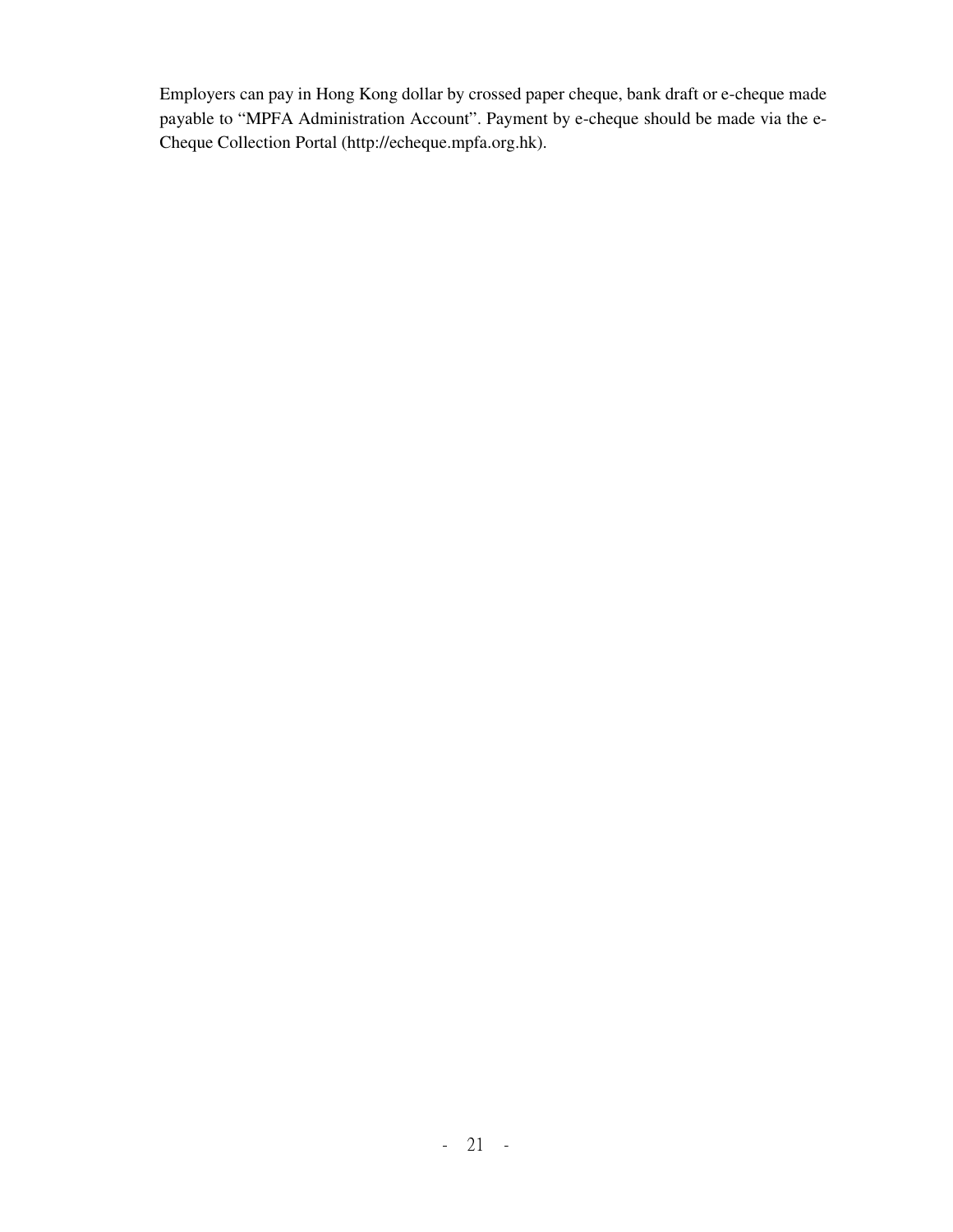Employers can pay in Hong Kong dollar by crossed paper cheque, bank draft or e-cheque made payable to “MPFA Administration Account”. Payment by e-cheque should be made via the e-Cheque Collection Portal (http://echeque.mpfa.org.hk).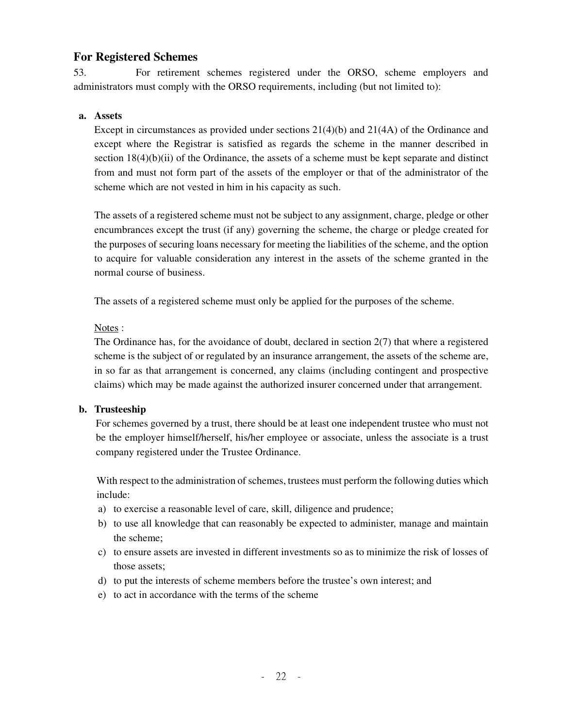## For Registered Schemes

53. For retirement schemes registered under the ORSO, scheme employers and administrators must comply with the ORSO requirements, including (but not limited to):

**a. Assets**

Except in circumstances as provided under sections 21(4)(b) and 21(4A) of the Ordinance and except where the Registrar is satisfied as regards the scheme in the manner described in section 18(4)(b)(ii) of the Ordinance, the assets of a scheme must be kept separate and distinct from and must not form part of the assets of the employer or that of the administrator of the scheme which are not vested in him in his capacity as such.

The assets of a registered scheme must not be subject to any assignment, charge, pledge or other encumbrances except the trust (if any) governing the scheme, the charge or pledge created for the purposes of securing loans necessary for meeting the liabilities of the scheme, and the option to acquire for valuable consideration any interest in the assets of the scheme granted in the normal course of business.

The assets of a registered scheme must only be applied for the purposes of the scheme.

Notes :

The Ordinance has, for the avoidance of doubt, declared in section 2(7) that where a registered scheme is the subject of or regulated by an insurance arrangement, the assets of the scheme are, in so far as that arrangement is concerned, any claims (including contingent and prospective claims) which may be made against the authorized insurer concerned under that arrangement.

**b. Trusteeship**

For schemes governed by a trust, there should be at least one independent trustee who must not be the employer himself/herself, his/her employee or associate, unless the associate is a trust company registered under the Trustee Ordinance.

With respect to the administration of schemes, trustees must perform the following duties which include:

a) to exercise a reasonable level of care, skill, diligence and prudence;
b) to use all knowledge that can reasonably be expected to administer, manage and maintain the scheme;
c) to ensure assets are invested in different investments so as to minimize the risk of losses of those assets;
d) to put the interests of scheme members before the trustee's own interest; and
e) to act in accordance with the terms of the scheme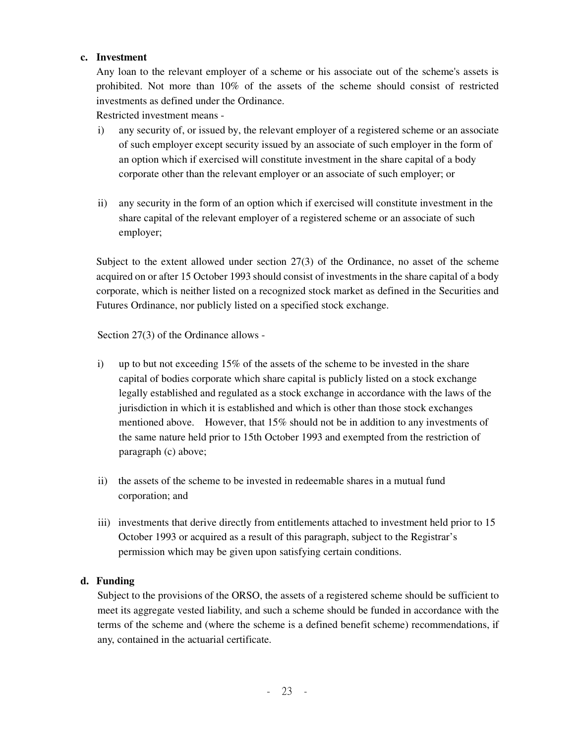**c. Investment**

Any loan to the relevant employer of a scheme or his associate out of the scheme's assets is prohibited. Not more than 10% of the assets of the scheme should consist of restricted investments as defined under the Ordinance.

Restricted investment means -

i) any security of, or issued by, the relevant employer of a registered scheme or an associate of such employer except security issued by an associate of such employer in the form of an option which if exercised will constitute investment in the share capital of a body corporate other than the relevant employer or an associate of such employer; or

ii) any security in the form of an option which if exercised will constitute investment in the share capital of the relevant employer of a registered scheme or an associate of such employer;

Subject to the extent allowed under section 27(3) of the Ordinance, no asset of the scheme acquired on or after 15 October 1993 should consist of investments in the share capital of a body corporate, which is neither listed on a recognized stock market as defined in the Securities and Futures Ordinance, nor publicly listed on a specified stock exchange.

Section 27(3) of the Ordinance allows -

i) up to but not exceeding 15% of the assets of the scheme to be invested in the share capital of bodies corporate which share capital is publicly listed on a stock exchange legally established and regulated as a stock exchange in accordance with the laws of the jurisdiction in which it is established and which is other than those stock exchanges mentioned above. However, that 15% should not be in addition to any investments of the same nature held prior to 15th October 1993 and exempted from the restriction of paragraph (c) above;

ii) the assets of the scheme to be invested in redeemable shares in a mutual fund corporation; and

iii) investments that derive directly from entitlements attached to investment held prior to 15 October 1993 or acquired as a result of this paragraph, subject to the Registrar's permission which may be given upon satisfying certain conditions.

**d. Funding**

Subject to the provisions of the ORSO, the assets of a registered scheme should be sufficient to meet its aggregate vested liability, and such a scheme should be funded in accordance with the terms of the scheme and (where the scheme is a defined benefit scheme) recommendations, if any, contained in the actuarial certificate.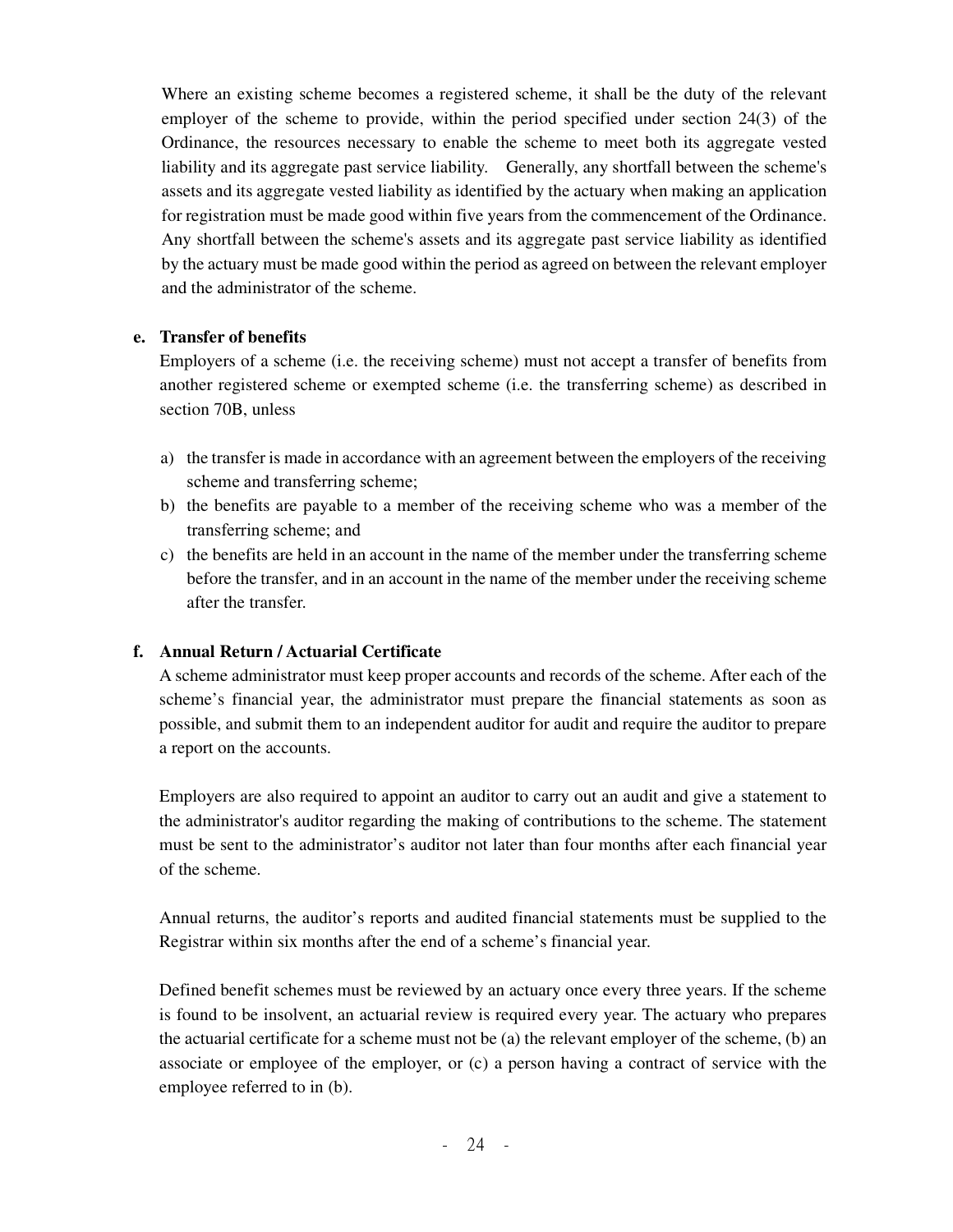Where an existing scheme becomes a registered scheme, it shall be the duty of the relevant employer of the scheme to provide, within the period specified under section 24(3) of the Ordinance, the resources necessary to enable the scheme to meet both its aggregate vested liability and its aggregate past service liability. Generally, any shortfall between the scheme's assets and its aggregate vested liability as identified by the actuary when making an application for registration must be made good within five years from the commencement of the Ordinance. Any shortfall between the scheme's assets and its aggregate past service liability as identified by the actuary must be made good within the period as agreed on between the relevant employer and the administrator of the scheme.

**e. Transfer of benefits**

Employers of a scheme (i.e. the receiving scheme) must not accept a transfer of benefits from another registered scheme or exempted scheme (i.e. the transferring scheme) as described in section 70B, unless

a) the transfer is made in accordance with an agreement between the employers of the receiving scheme and transferring scheme;
b) the benefits are payable to a member of the receiving scheme who was a member of the transferring scheme; and
c) the benefits are held in an account in the name of the member under the transferring scheme before the transfer, and in an account in the name of the member under the receiving scheme after the transfer.

**f. Annual Return / Actuarial Certificate**

A scheme administrator must keep proper accounts and records of the scheme. After each of the scheme's financial year, the administrator must prepare the financial statements as soon as possible, and submit them to an independent auditor for audit and require the auditor to prepare a report on the accounts.

Employers are also required to appoint an auditor to carry out an audit and give a statement to the administrator's auditor regarding the making of contributions to the scheme. The statement must be sent to the administrator's auditor not later than four months after each financial year of the scheme.

Annual returns, the auditor's reports and audited financial statements must be supplied to the Registrar within six months after the end of a scheme's financial year.

Defined benefit schemes must be reviewed by an actuary once every three years. If the scheme is found to be insolvent, an actuarial review is required every year. The actuary who prepares the actuarial certificate for a scheme must not be (a) the relevant employer of the scheme, (b) an associate or employee of the employer, or (c) a person having a contract of service with the employee referred to in (b).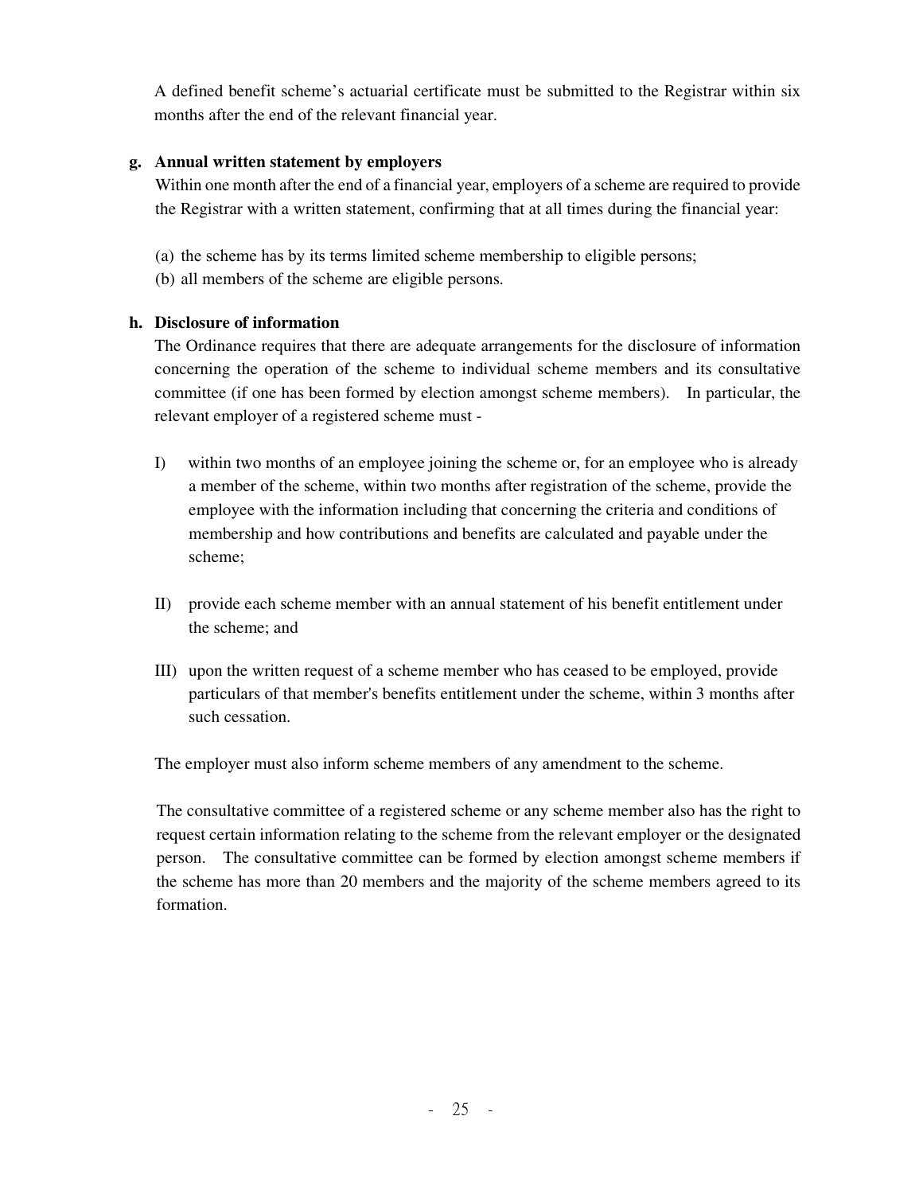A defined benefit scheme's actuarial certificate must be submitted to the Registrar within six months after the end of the relevant financial year.

**g. Annual written statement by employers**

Within one month after the end of a financial year, employers of a scheme are required to provide the Registrar with a written statement, confirming that at all times during the financial year:

(a) the scheme has by its terms limited scheme membership to eligible persons;
(b) all members of the scheme are eligible persons.

**h. Disclosure of information**

The Ordinance requires that there are adequate arrangements for the disclosure of information concerning the operation of the scheme to individual scheme members and its consultative committee (if one has been formed by election amongst scheme members). In particular, the relevant employer of a registered scheme must -

I) within two months of an employee joining the scheme or, for an employee who is already a member of the scheme, within two months after registration of the scheme, provide the employee with the information including that concerning the criteria and conditions of membership and how contributions and benefits are calculated and payable under the scheme;

II) provide each scheme member with an annual statement of his benefit entitlement under the scheme; and

III) upon the written request of a scheme member who has ceased to be employed, provide particulars of that member's benefits entitlement under the scheme, within 3 months after such cessation.

The employer must also inform scheme members of any amendment to the scheme.

The consultative committee of a registered scheme or any scheme member also has the right to request certain information relating to the scheme from the relevant employer or the designated person. The consultative committee can be formed by election amongst scheme members if the scheme has more than 20 members and the majority of the scheme members agreed to its formation.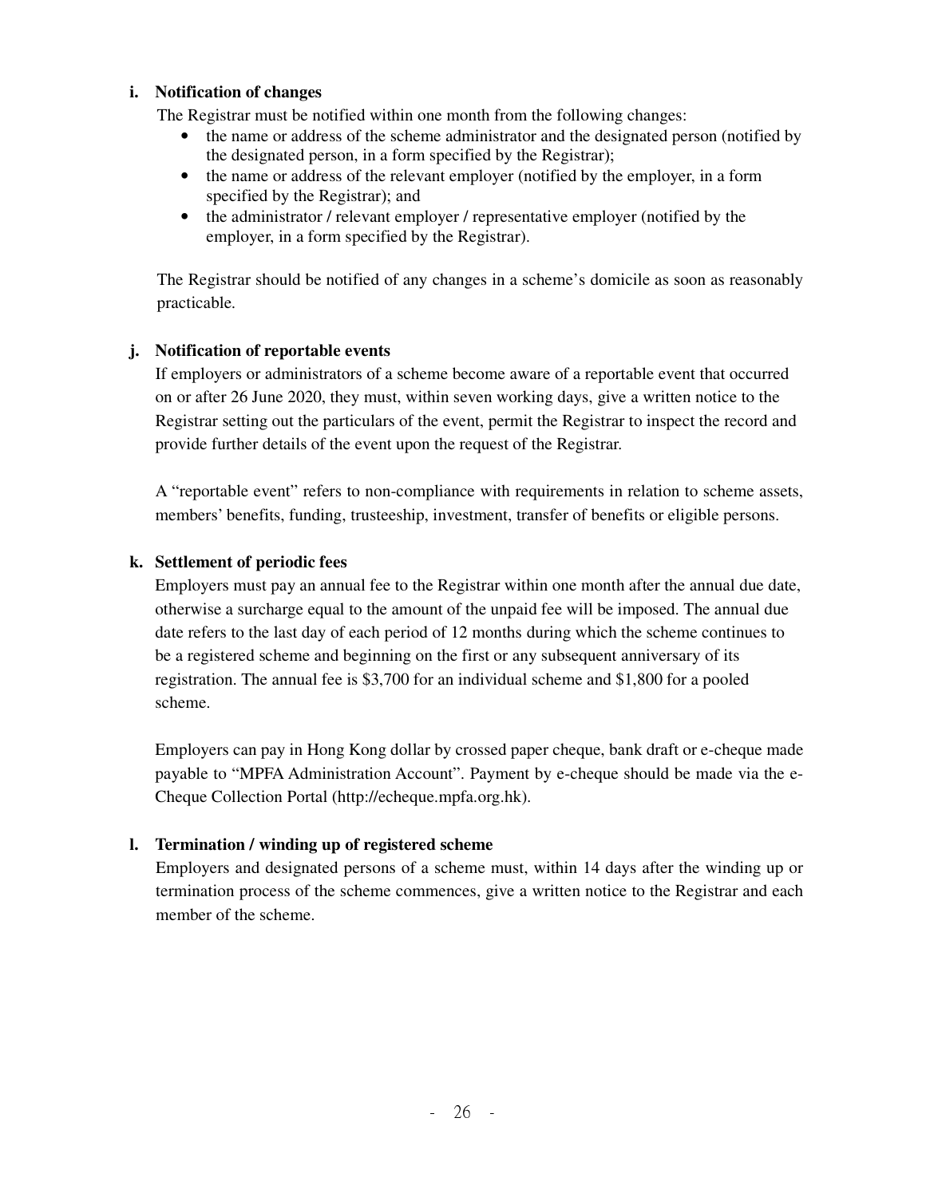**i. Notification of changes**

The Registrar must be notified within one month from the following changes:

- the name or address of the scheme administrator and the designated person (notified by the designated person, in a form specified by the Registrar);
- the name or address of the relevant employer (notified by the employer, in a form specified by the Registrar); and
- the administrator / relevant employer / representative employer (notified by the employer, in a form specified by the Registrar).

The Registrar should be notified of any changes in a scheme's domicile as soon as reasonably practicable.

**j. Notification of reportable events**

If employers or administrators of a scheme become aware of a reportable event that occurred on or after 26 June 2020, they must, within seven working days, give a written notice to the Registrar setting out the particulars of the event, permit the Registrar to inspect the record and provide further details of the event upon the request of the Registrar.

A "reportable event" refers to non-compliance with requirements in relation to scheme assets, members' benefits, funding, trusteeship, investment, transfer of benefits or eligible persons.

**k. Settlement of periodic fees**

Employers must pay an annual fee to the Registrar within one month after the annual due date, otherwise a surcharge equal to the amount of the unpaid fee will be imposed. The annual due date refers to the last day of each period of 12 months during which the scheme continues to be a registered scheme and beginning on the first or any subsequent anniversary of its registration. The annual fee is $3,700 for an individual scheme and $1,800 for a pooled scheme.

Employers can pay in Hong Kong dollar by crossed paper cheque, bank draft or e-cheque made payable to "MPFA Administration Account". Payment by e-cheque should be made via the e-Cheque Collection Portal (http://echeque.mpfa.org.hk).

**l. Termination / winding up of registered scheme**

Employers and designated persons of a scheme must, within 14 days after the winding up or termination process of the scheme commences, give a written notice to the Registrar and each member of the scheme.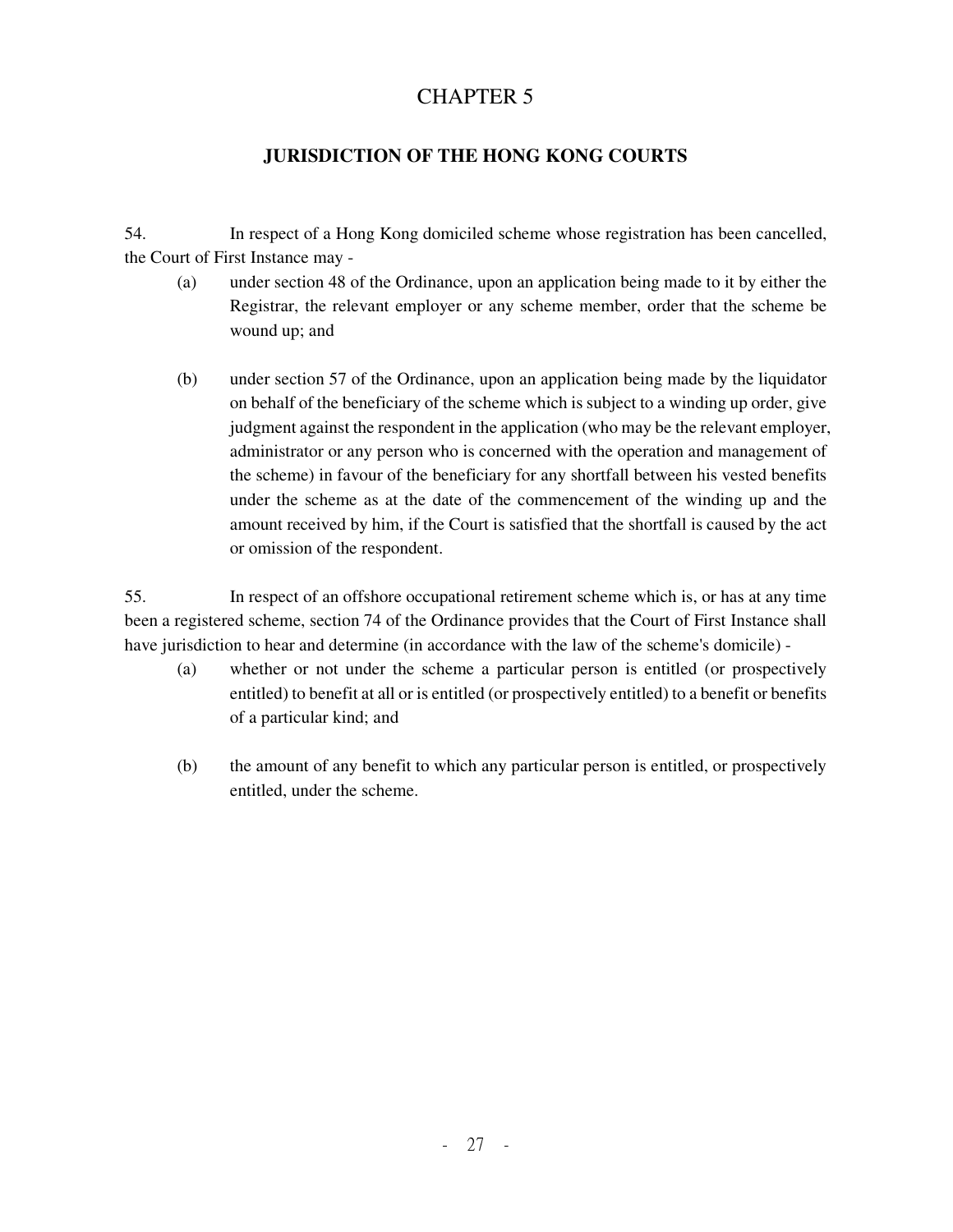# CHAPTER 5

## JURISDICTION OF THE HONG KONG COURTS

54. In respect of a Hong Kong domiciled scheme whose registration has been cancelled, the Court of First Instance may -

(a) under section 48 of the Ordinance, upon an application being made to it by either the Registrar, the relevant employer or any scheme member, order that the scheme be wound up; and

(b) under section 57 of the Ordinance, upon an application being made by the liquidator on behalf of the beneficiary of the scheme which is subject to a winding up order, give judgment against the respondent in the application (who may be the relevant employer, administrator or any person who is concerned with the operation and management of the scheme) in favour of the beneficiary for any shortfall between his vested benefits under the scheme as at the date of the commencement of the winding up and the amount received by him, if the Court is satisfied that the shortfall is caused by the act or omission of the respondent.

55. In respect of an offshore occupational retirement scheme which is, or has at any time been a registered scheme, section 74 of the Ordinance provides that the Court of First Instance shall have jurisdiction to hear and determine (in accordance with the law of the scheme's domicile) -

(a) whether or not under the scheme a particular person is entitled (or prospectively entitled) to benefit at all or is entitled (or prospectively entitled) to a benefit or benefits of a particular kind; and

(b) the amount of any benefit to which any particular person is entitled, or prospectively entitled, under the scheme.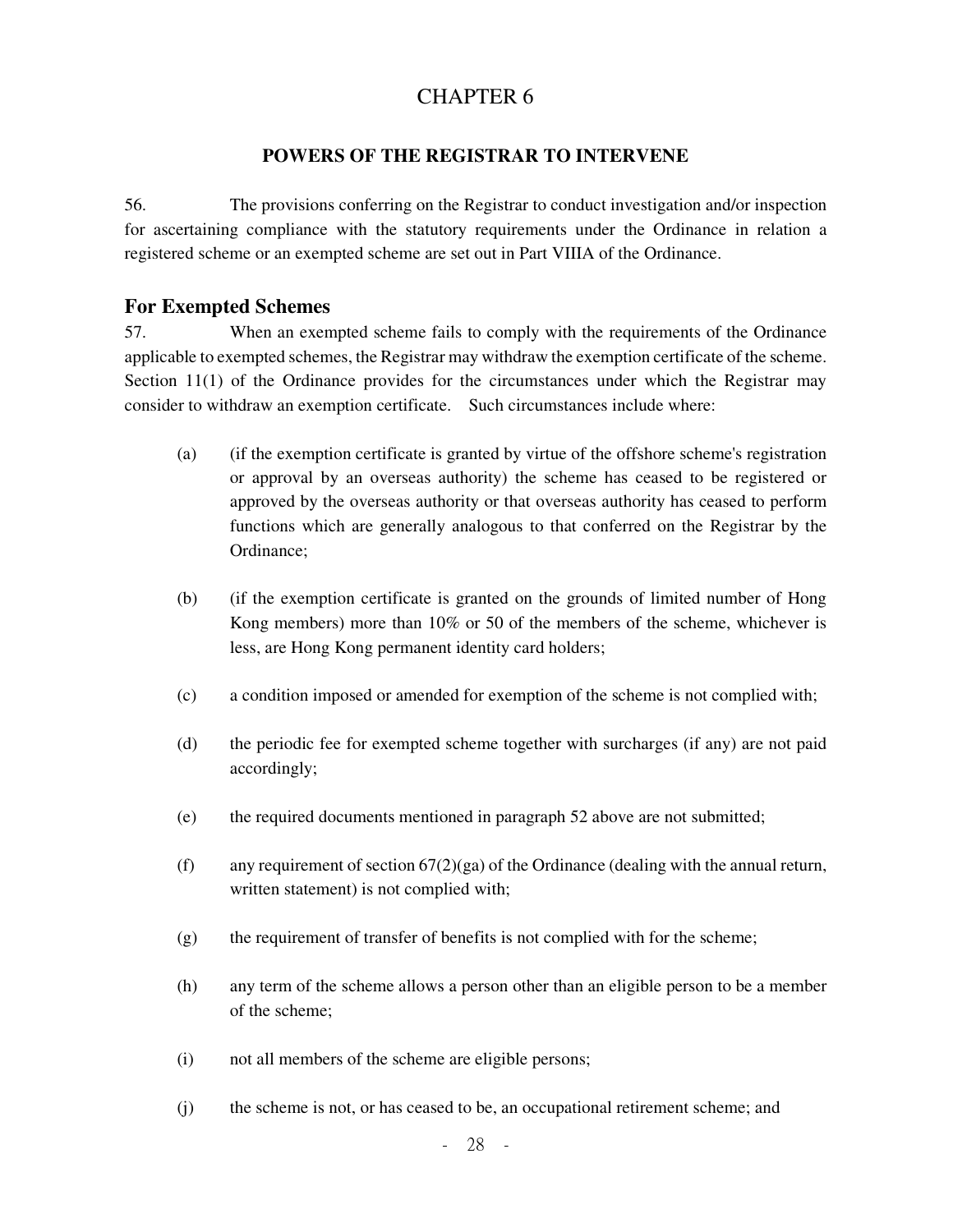# CHAPTER 6

## POWERS OF THE REGISTRAR TO INTERVENE

56. The provisions conferring on the Registrar to conduct investigation and/or inspection for ascertaining compliance with the statutory requirements under the Ordinance in relation a registered scheme or an exempted scheme are set out in Part VIIIA of the Ordinance.

### For Exempted Schemes

57. When an exempted scheme fails to comply with the requirements of the Ordinance applicable to exempted schemes, the Registrar may withdraw the exemption certificate of the scheme. Section 11(1) of the Ordinance provides for the circumstances under which the Registrar may consider to withdraw an exemption certificate. Such circumstances include where:

(a) (if the exemption certificate is granted by virtue of the offshore scheme's registration or approval by an overseas authority) the scheme has ceased to be registered or approved by the overseas authority or that overseas authority has ceased to perform functions which are generally analogous to that conferred on the Registrar by the Ordinance;

(b) (if the exemption certificate is granted on the grounds of limited number of Hong Kong members) more than 10% or 50 of the members of the scheme, whichever is less, are Hong Kong permanent identity card holders;

(c) a condition imposed or amended for exemption of the scheme is not complied with;

(d) the periodic fee for exempted scheme together with surcharges (if any) are not paid accordingly;

(e) the required documents mentioned in paragraph 52 above are not submitted;

(f) any requirement of section 67(2)(ga) of the Ordinance (dealing with the annual return, written statement) is not complied with;

(g) the requirement of transfer of benefits is not complied with for the scheme;

(h) any term of the scheme allows a person other than an eligible person to be a member of the scheme;

(i) not all members of the scheme are eligible persons;

(j) the scheme is not, or has ceased to be, an occupational retirement scheme; and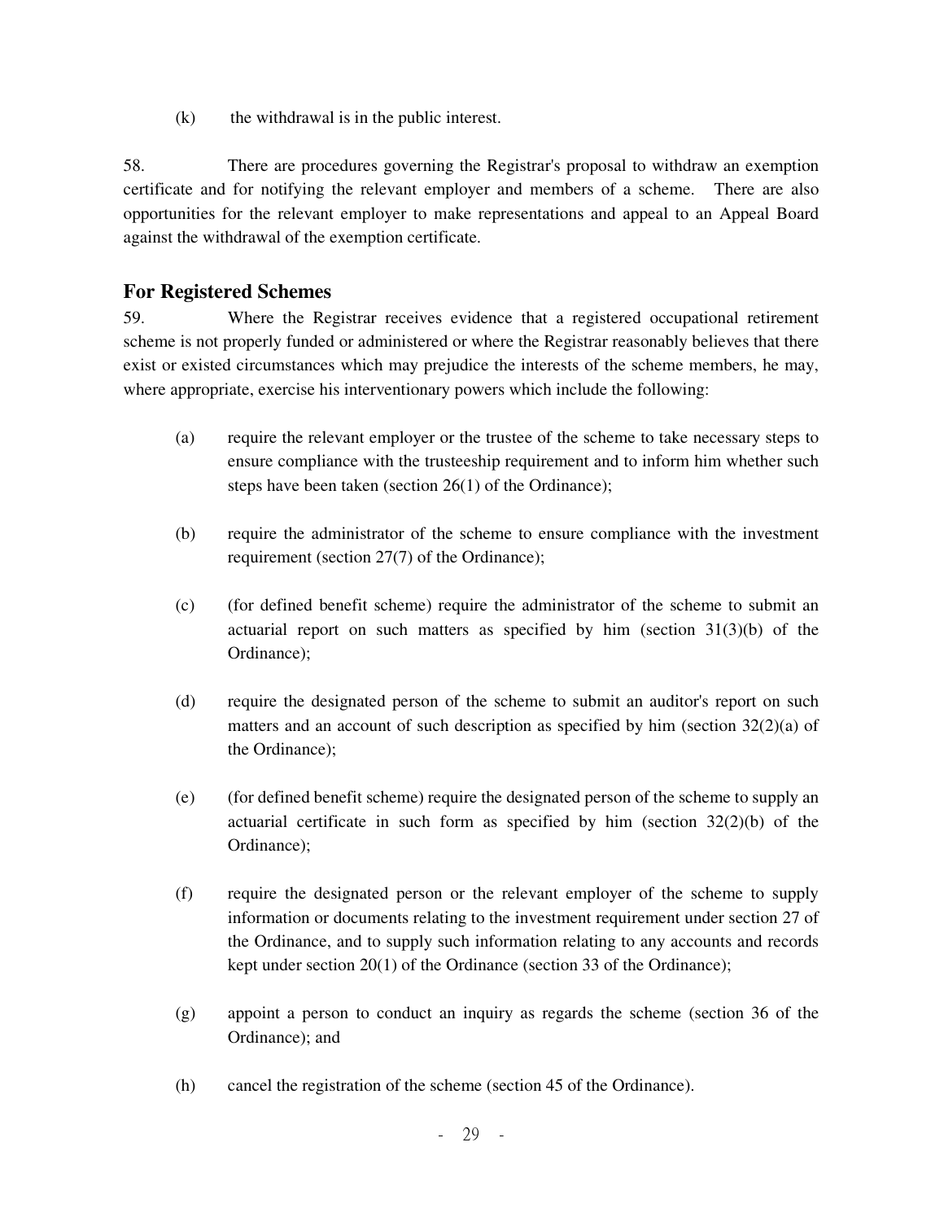(k) the withdrawal is in the public interest.

58. There are procedures governing the Registrar's proposal to withdraw an exemption certificate and for notifying the relevant employer and members of a scheme. There are also opportunities for the relevant employer to make representations and appeal to an Appeal Board against the withdrawal of the exemption certificate.

## For Registered Schemes

59. Where the Registrar receives evidence that a registered occupational retirement scheme is not properly funded or administered or where the Registrar reasonably believes that there exist or existed circumstances which may prejudice the interests of the scheme members, he may, where appropriate, exercise his interventionary powers which include the following:

(a) require the relevant employer or the trustee of the scheme to take necessary steps to ensure compliance with the trusteeship requirement and to inform him whether such steps have been taken (section 26(1) of the Ordinance);

(b) require the administrator of the scheme to ensure compliance with the investment requirement (section 27(7) of the Ordinance);

(c) (for defined benefit scheme) require the administrator of the scheme to submit an actuarial report on such matters as specified by him (section 31(3)(b) of the Ordinance);

(d) require the designated person of the scheme to submit an auditor's report on such matters and an account of such description as specified by him (section 32(2)(a) of the Ordinance);

(e) (for defined benefit scheme) require the designated person of the scheme to supply an actuarial certificate in such form as specified by him (section 32(2)(b) of the Ordinance);

(f) require the designated person or the relevant employer of the scheme to supply information or documents relating to the investment requirement under section 27 of the Ordinance, and to supply such information relating to any accounts and records kept under section 20(1) of the Ordinance (section 33 of the Ordinance);

(g) appoint a person to conduct an inquiry as regards the scheme (section 36 of the Ordinance); and

(h) cancel the registration of the scheme (section 45 of the Ordinance).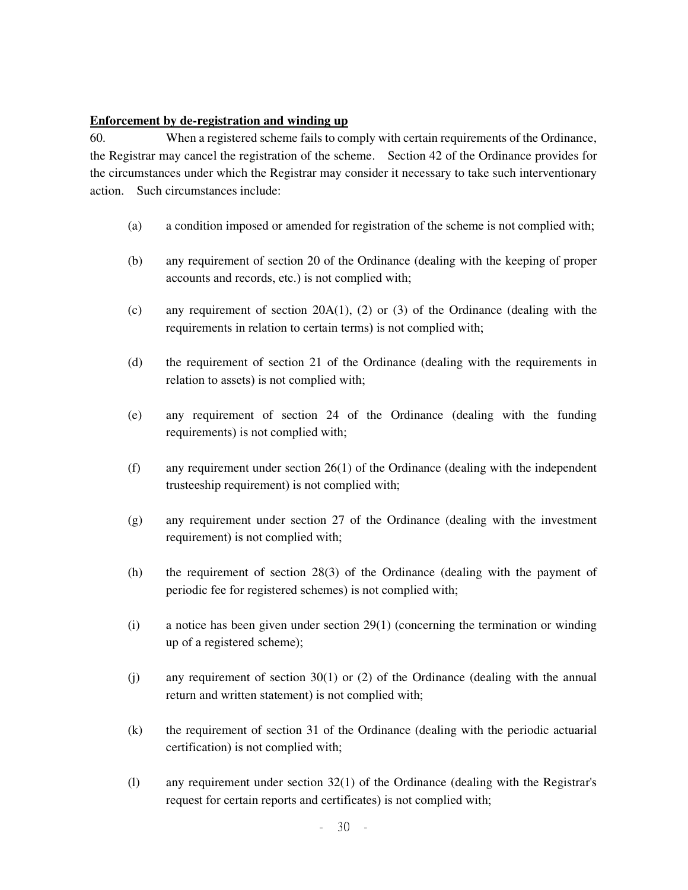**Enforcement by de-registration and winding up**

60. When a registered scheme fails to comply with certain requirements of the Ordinance, the Registrar may cancel the registration of the scheme. Section 42 of the Ordinance provides for the circumstances under which the Registrar may consider it necessary to take such interventionary action. Such circumstances include:

(a) a condition imposed or amended for registration of the scheme is not complied with;

(b) any requirement of section 20 of the Ordinance (dealing with the keeping of proper accounts and records, etc.) is not complied with;

(c) any requirement of section 20A(1), (2) or (3) of the Ordinance (dealing with the requirements in relation to certain terms) is not complied with;

(d) the requirement of section 21 of the Ordinance (dealing with the requirements in relation to assets) is not complied with;

(e) any requirement of section 24 of the Ordinance (dealing with the funding requirements) is not complied with;

(f) any requirement under section 26(1) of the Ordinance (dealing with the independent trusteeship requirement) is not complied with;

(g) any requirement under section 27 of the Ordinance (dealing with the investment requirement) is not complied with;

(h) the requirement of section 28(3) of the Ordinance (dealing with the payment of periodic fee for registered schemes) is not complied with;

(i) a notice has been given under section 29(1) (concerning the termination or winding up of a registered scheme);

(j) any requirement of section 30(1) or (2) of the Ordinance (dealing with the annual return and written statement) is not complied with;

(k) the requirement of section 31 of the Ordinance (dealing with the periodic actuarial certification) is not complied with;

(l) any requirement under section 32(1) of the Ordinance (dealing with the Registrar's request for certain reports and certificates) is not complied with;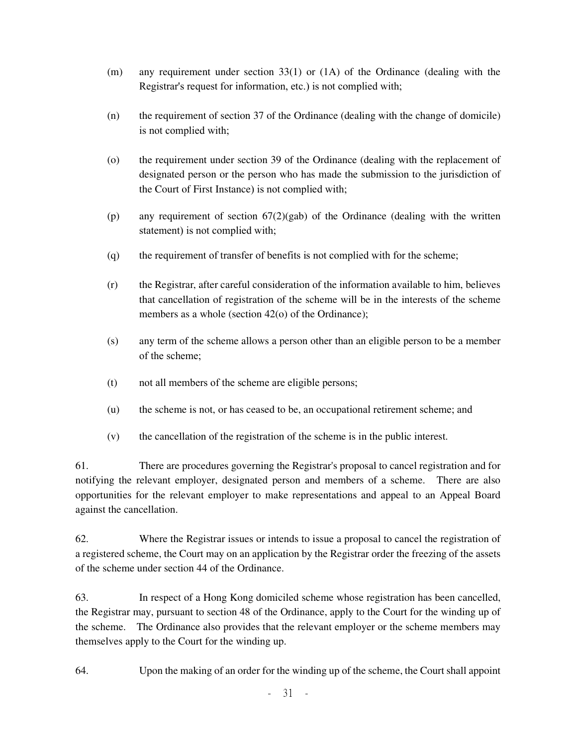(m) any requirement under section 33(1) or (1A) of the Ordinance (dealing with the Registrar's request for information, etc.) is not complied with;

(n) the requirement of section 37 of the Ordinance (dealing with the change of domicile) is not complied with;

(o) the requirement under section 39 of the Ordinance (dealing with the replacement of designated person or the person who has made the submission to the jurisdiction of the Court of First Instance) is not complied with;

(p) any requirement of section 67(2)(gab) of the Ordinance (dealing with the written statement) is not complied with;

(q) the requirement of transfer of benefits is not complied with for the scheme;

(r) the Registrar, after careful consideration of the information available to him, believes that cancellation of registration of the scheme will be in the interests of the scheme members as a whole (section 42(o) of the Ordinance);

(s) any term of the scheme allows a person other than an eligible person to be a member of the scheme;

(t) not all members of the scheme are eligible persons;

(u) the scheme is not, or has ceased to be, an occupational retirement scheme; and

(v) the cancellation of the registration of the scheme is in the public interest.

61. There are procedures governing the Registrar's proposal to cancel registration and for notifying the relevant employer, designated person and members of a scheme. There are also opportunities for the relevant employer to make representations and appeal to an Appeal Board against the cancellation.

62. Where the Registrar issues or intends to issue a proposal to cancel the registration of a registered scheme, the Court may on an application by the Registrar order the freezing of the assets of the scheme under section 44 of the Ordinance.

63. In respect of a Hong Kong domiciled scheme whose registration has been cancelled, the Registrar may, pursuant to section 48 of the Ordinance, apply to the Court for the winding up of the scheme. The Ordinance also provides that the relevant employer or the scheme members may themselves apply to the Court for the winding up.

64. Upon the making of an order for the winding up of the scheme, the Court shall appoint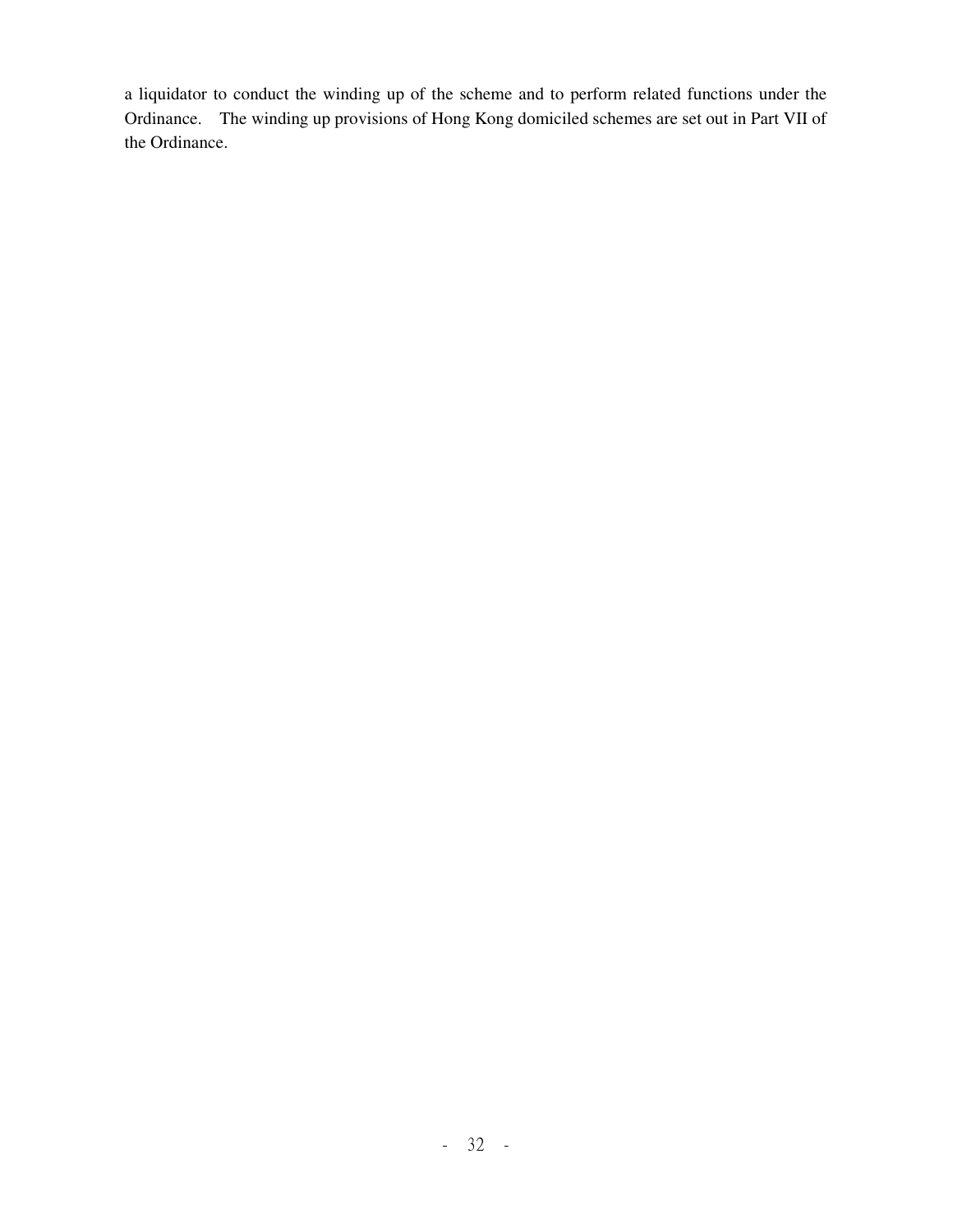a liquidator to conduct the winding up of the scheme and to perform related functions under the Ordinance. The winding up provisions of Hong Kong domiciled schemes are set out in Part VII of the Ordinance.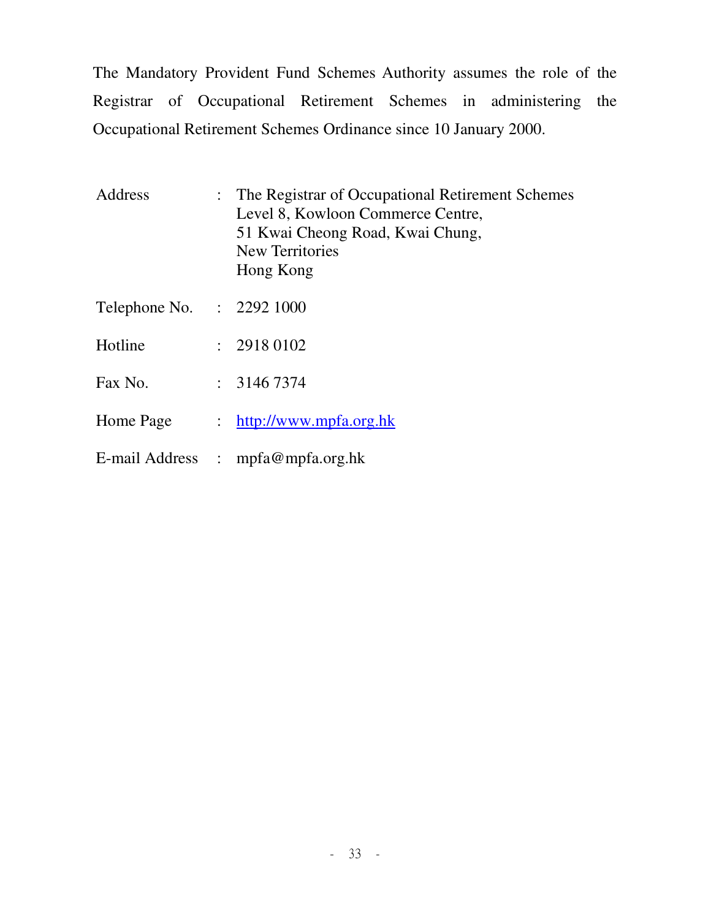The Mandatory Provident Fund Schemes Authority assumes the role of the Registrar of Occupational Retirement Schemes in administering the Occupational Retirement Schemes Ordinance since 10 January 2000.

| | | |
|---|---|---|
| Address | : | The Registrar of Occupational Retirement Schemes<br>Level 8, Kowloon Commerce Centre,<br>51 Kwai Cheong Road, Kwai Chung,<br>New Territories<br>Hong Kong |
| Telephone No. | : | 2292 1000 |
| Hotline | : | 2918 0102 |
| Fax No. | : | 3146 7374 |
| Home Page | : | http://www.mpfa.org.hk |
| E-mail Address | : | mpfa@mpfa.org.hk |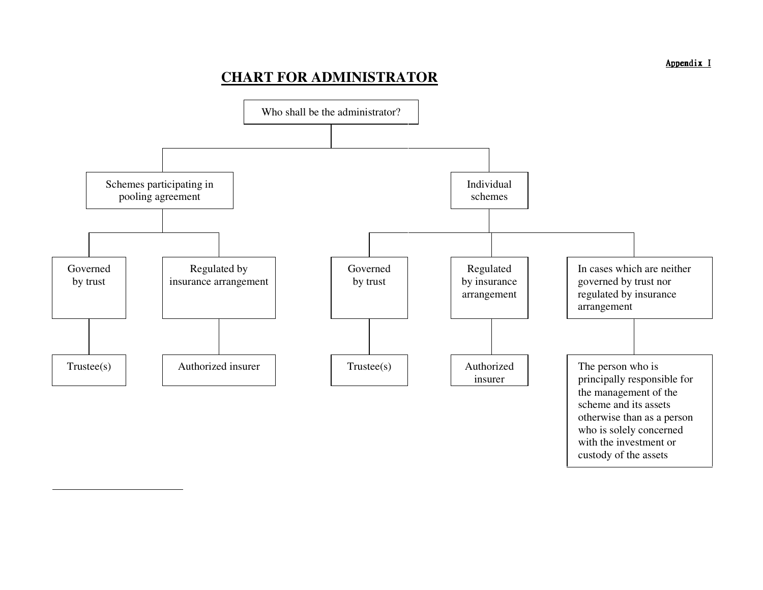Appendix I

# CHART FOR ADMINISTRATOR

**Who shall be the administrator?**

- **Schemes participating in pooling agreement**
  - Governed by trust
    - Trustee(s)
  - Regulated by insurance arrangement
    - Authorized insurer
- **Individual schemes**
  - Governed by trust
    - Trustee(s)
  - Regulated by insurance arrangement
    - Authorized insurer
  - In cases which are neither governed by trust nor regulated by insurance arrangement
    - The person who is principally responsible for the management of the scheme and its assets otherwise than as a person who is solely concerned with the investment or custody of the assets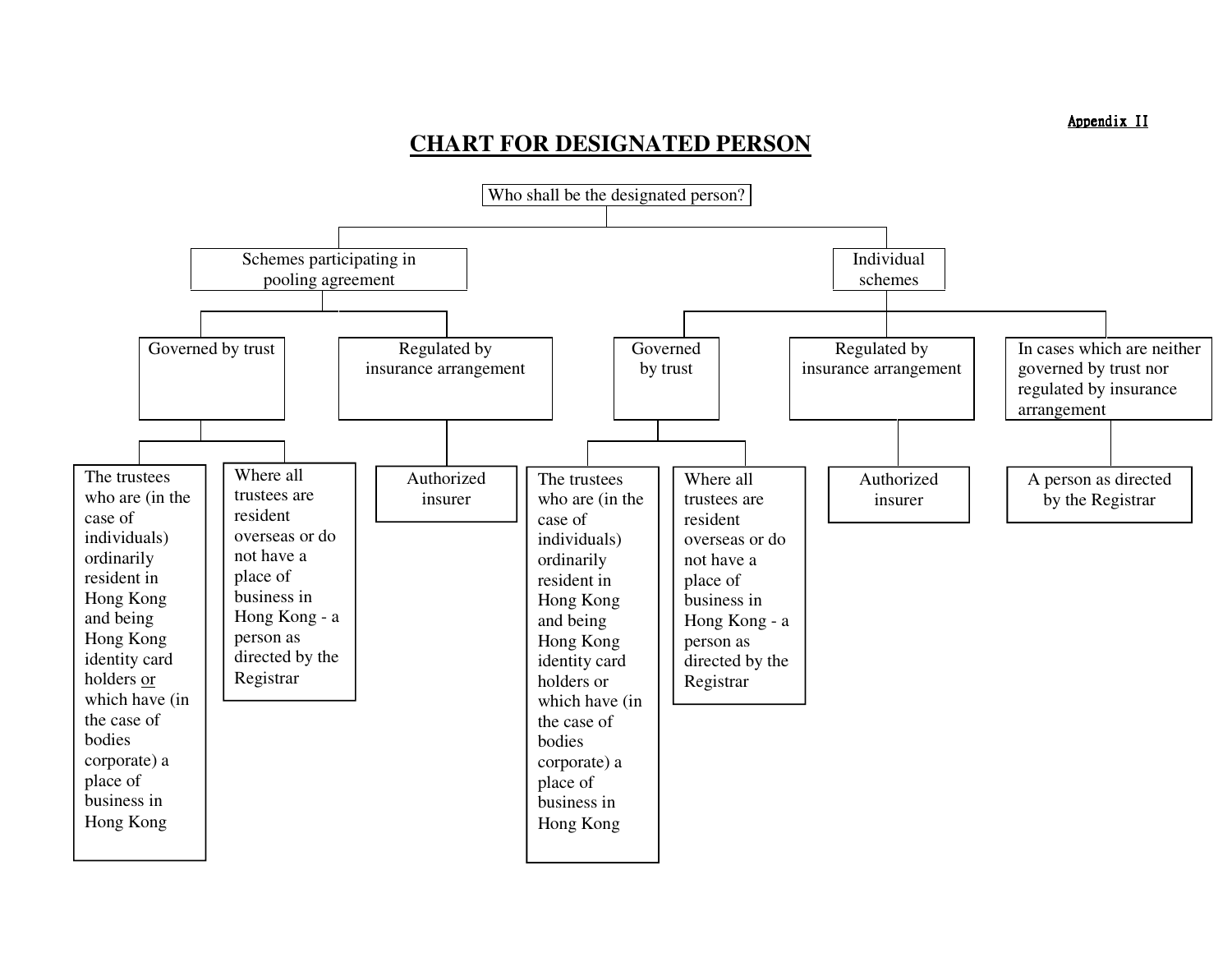Appendix II

# CHART FOR DESIGNATED PERSON

Who shall be the designated person?

Schemes participating in pooling agreement

Governed by trust

The trustees who are (in the case of individuals) ordinarily resident in Hong Kong and being Hong Kong identity card holders or which have (in the case of bodies corporate) a place of business in Hong Kong

Where all trustees are resident overseas or do not have a place of business in Hong Kong - a person as directed by the Registrar

Regulated by insurance arrangement

Authorized insurer

Individual schemes

Governed by trust

The trustees who are (in the case of individuals) ordinarily resident in Hong Kong and being Hong Kong identity card holders or which have (in the case of bodies corporate) a place of business in Hong Kong

Where all trustees are resident overseas or do not have a place of business in Hong Kong - a person as directed by the Registrar

Regulated by insurance arrangement

Authorized insurer

In cases which are neither governed by trust nor regulated by insurance arrangement

A person as directed by the Registrar